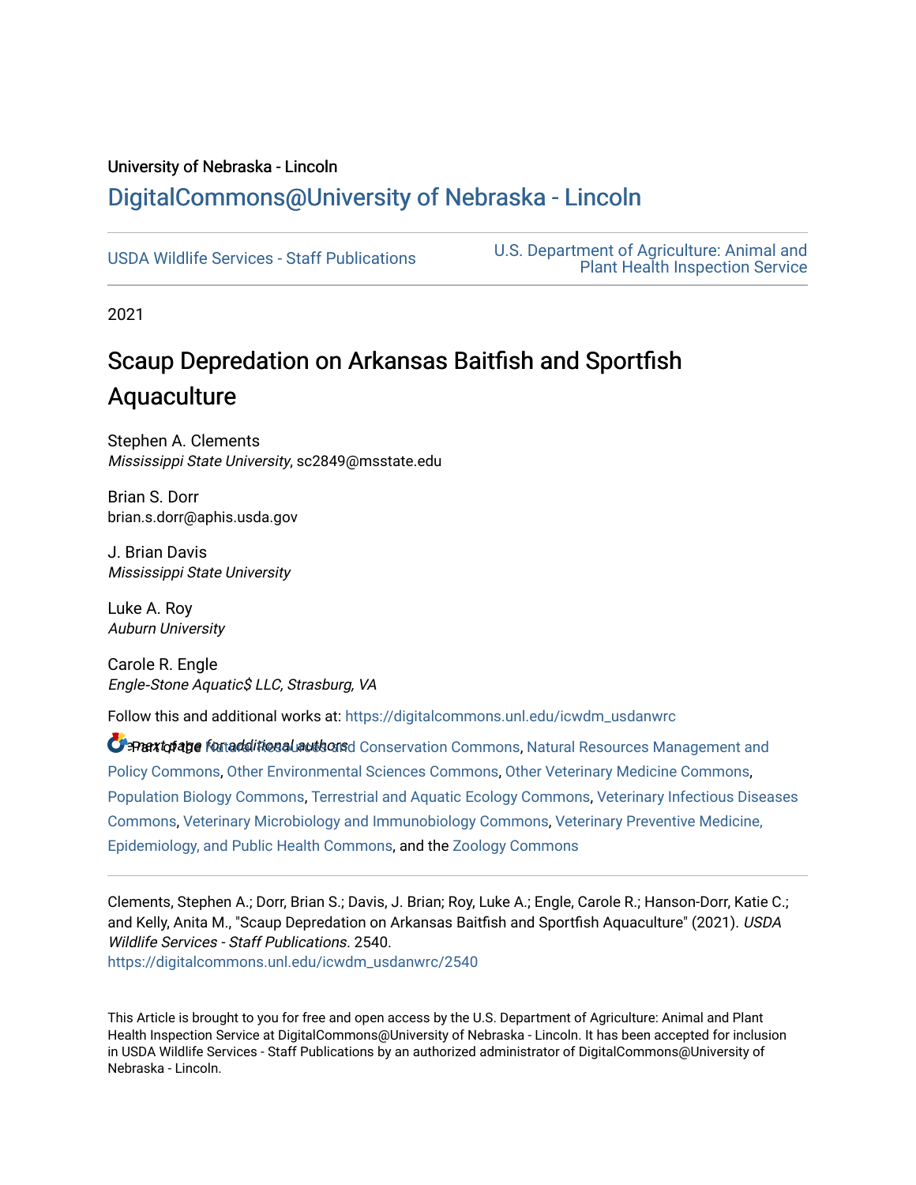University of Nebraska - Lincoln

# DigitalCommons@University of Nebraska - Lincoln

USDA Wildlife Services - Staff Publications

U.S. Department of Agriculture: Animal and Plant Health Inspection Service

2021

# Scaup Depredation on Arkansas Baitfish and Sportfish Aquaculture

Stephen A. Clements
*Mississippi State University*, sc2849@msstate.edu

Brian S. Dorr
brian.s.dorr@aphis.usda.gov

J. Brian Davis
*Mississippi State University*

Luke A. Roy
*Auburn University*

Carole R. Engle
*Engle-Stone Aquatic$ LLC, Strasburg, VA*

Follow this and additional works at: https://digitalcommons.unl.edu/icwdm_usdanwrc

See next page for additional authors

Part of the Natural Resources and Conservation Commons, Natural Resources Management and Policy Commons, Other Environmental Sciences Commons, Other Veterinary Medicine Commons, Population Biology Commons, Terrestrial and Aquatic Ecology Commons, Veterinary Infectious Diseases Commons, Veterinary Microbiology and Immunobiology Commons, Veterinary Preventive Medicine, Epidemiology, and Public Health Commons, and the Zoology Commons

Clements, Stephen A.; Dorr, Brian S.; Davis, J. Brian; Roy, Luke A.; Engle, Carole R.; Hanson-Dorr, Katie C.; and Kelly, Anita M., "Scaup Depredation on Arkansas Baitfish and Sportfish Aquaculture" (2021). *USDA Wildlife Services - Staff Publications*. 2540.
https://digitalcommons.unl.edu/icwdm_usdanwrc/2540

This Article is brought to you for free and open access by the U.S. Department of Agriculture: Animal and Plant Health Inspection Service at DigitalCommons@University of Nebraska - Lincoln. It has been accepted for inclusion in USDA Wildlife Services - Staff Publications by an authorized administrator of DigitalCommons@University of Nebraska - Lincoln.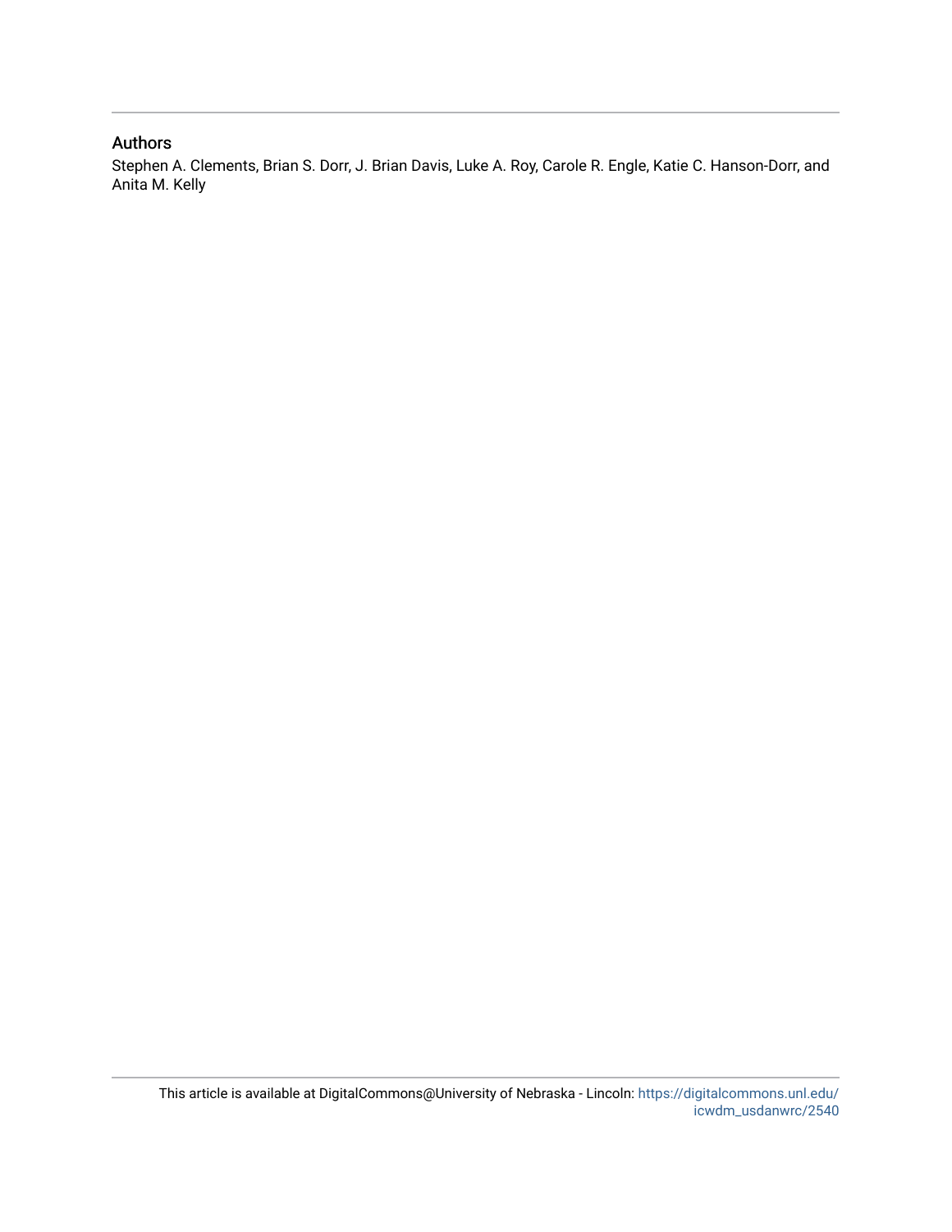## Authors

Stephen A. Clements, Brian S. Dorr, J. Brian Davis, Luke A. Roy, Carole R. Engle, Katie C. Hanson-Dorr, and Anita M. Kelly

This article is available at DigitalCommons@University of Nebraska - Lincoln: https://digitalcommons.unl.edu/icwdm_usdanwrc/2540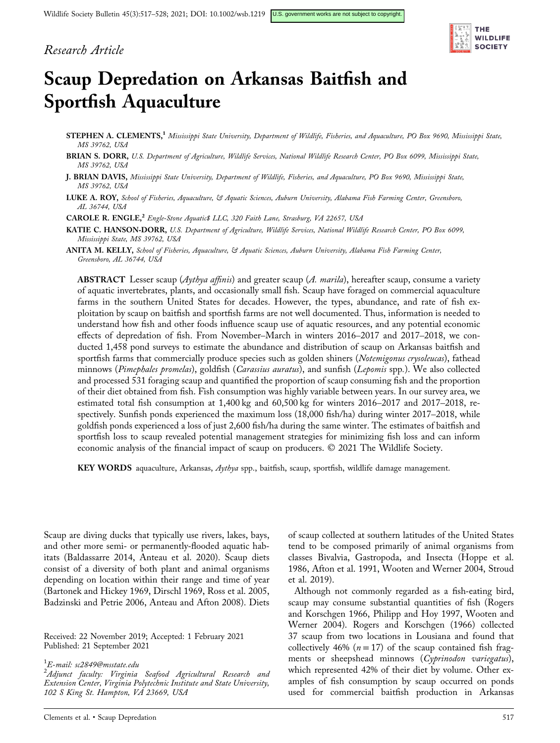*Research Article*

# Scaup Depredation on Arkansas Baitfish and Sportfish Aquaculture

**STEPHEN A. CLEMENTS,**[1] *Mississippi State University, Department of Wildlife, Fisheries, and Aquaculture, PO Box 9690, Mississippi State, MS 39762, USA*

**BRIAN S. DORR,** *U.S. Department of Agriculture, Wildlife Services, National Wildlife Research Center, PO Box 6099, Mississippi State, MS 39762, USA*

**J. BRIAN DAVIS,** *Mississippi State University, Department of Wildlife, Fisheries, and Aquaculture, PO Box 9690, Mississippi State, MS 39762, USA*

**LUKE A. ROY,** *School of Fisheries, Aquaculture, & Aquatic Sciences, Auburn University, Alabama Fish Farming Center, Greensboro, AL 36744, USA*

**CAROLE R. ENGLE,**[2] *Engle-Stone Aquatic$ LLC, 320 Faith Lane, Strasburg, VA 22657, USA*

**KATIE C. HANSON-DORR,** *U.S. Department of Agriculture, Wildlife Services, National Wildlife Research Center, PO Box 6099, Mississippi State, MS 39762, USA*

**ANITA M. KELLY,** *School of Fisheries, Aquaculture, & Aquatic Sciences, Auburn University, Alabama Fish Farming Center, Greensboro, AL 36744, USA*

**ABSTRACT** Lesser scaup (*Aythya affinis*) and greater scaup (*A. marila*), hereafter scaup, consume a variety of aquatic invertebrates, plants, and occasionally small fish. Scaup have foraged on commercial aquaculture farms in the southern United States for decades. However, the types, abundance, and rate of fish exploitation by scaup on baitfish and sportfish farms are not well documented. Thus, information is needed to understand how fish and other foods influence scaup use of aquatic resources, and any potential economic effects of depredation of fish. From November–March in winters 2016–2017 and 2017–2018, we conducted 1,458 pond surveys to estimate the abundance and distribution of scaup on Arkansas baitfish and sportfish farms that commercially produce species such as golden shiners (*Notemigonus crysoleucas*), fathead minnows (*Pimephales promelas*), goldfish (*Carassius auratus*), and sunfish (*Lepomis* spp.). We also collected and processed 531 foraging scaup and quantified the proportion of scaup consuming fish and the proportion of their diet obtained from fish. Fish consumption was highly variable between years. In our survey area, we estimated total fish consumption at 1,400 kg and 60,500 kg for winters 2016–2017 and 2017–2018, respectively. Sunfish ponds experienced the maximum loss (18,000 fish/ha) during winter 2017–2018, while goldfish ponds experienced a loss of just 2,600 fish/ha during the same winter. The estimates of baitfish and sportfish loss to scaup revealed potential management strategies for minimizing fish loss and can inform economic analysis of the financial impact of scaup on producers. © 2021 The Wildlife Society.

**KEY WORDS** aquaculture, Arkansas, *Aythya* spp., baitfish, scaup, sportfish, wildlife damage management.

Scaup are diving ducks that typically use rivers, lakes, bays, and other more semi- or permanently-flooded aquatic habitats (Baldassarre 2014, Anteau et al. 2020). Scaup diets consist of a diversity of both plant and animal organisms depending on location within their range and time of year (Bartonek and Hickey 1969, Dirschl 1969, Ross et al. 2005, Badzinski and Petrie 2006, Anteau and Afton 2008). Diets of scaup collected at southern latitudes of the United States tend to be composed primarily of animal organisms from classes Bivalvia, Gastropoda, and Insecta (Hoppe et al. 1986, Afton et al. 1991, Wooten and Werner 2004, Stroud et al. 2019).

Although not commonly regarded as a fish-eating bird, scaup may consume substantial quantities of fish (Rogers and Korschgen 1966, Philipp and Hoy 1997, Wooten and Werner 2004). Rogers and Korschgen (1966) collected 37 scaup from two locations in Lousiana and found that collectively 46% ($n = 17$) of the scaup contained fish fragments or sheepshead minnows (*Cyprinodon variegatus*), which represented 42% of their diet by volume. Other examples of fish consumption by scaup occurred on ponds used for commercial baitfish production in Arkansas

Received: 22 November 2019; Accepted: 1 February 2021
Published: 21 September 2021

[1]*E-mail: sc2849@msstate.edu*
[2]*Adjunct faculty: Virginia Seafood Agricultural Research and Extension Center, Virginia Polytechnic Institute and State University, 102 S King St. Hampton, VA 23669, USA*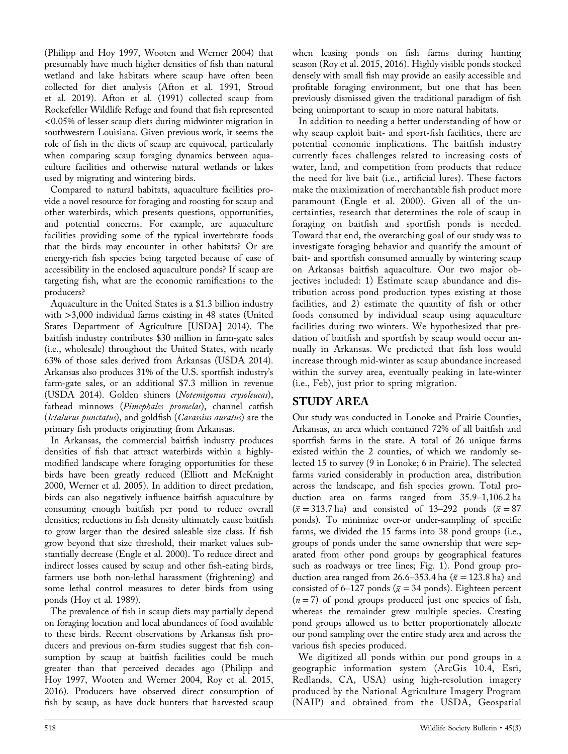(Philipp and Hoy 1997, Wooten and Werner 2004) that presumably have much higher densities of fish than natural wetland and lake habitats where scaup have often been collected for diet analysis (Afton et al. 1991, Stroud et al. 2019). Afton et al. (1991) collected scaup from Rockefeller Wildlife Refuge and found that fish represented <0.05% of lesser scaup diets during midwinter migration in southwestern Louisiana. Given previous work, it seems the role of fish in the diets of scaup are equivocal, particularly when comparing scaup foraging dynamics between aquaculture facilities and otherwise natural wetlands or lakes used by migrating and wintering birds.

Compared to natural habitats, aquaculture facilities provide a novel resource for foraging and roosting for scaup and other waterbirds, which presents questions, opportunities, and potential concerns. For example, are aquaculture facilities providing some of the typical invertebrate foods that the birds may encounter in other habitats? Or are energy-rich fish species being targeted because of ease of accessibility in the enclosed aquaculture ponds? If scaup are targeting fish, what are the economic ramifications to the producers?

Aquaculture in the United States is a $1.3 billion industry with >3,000 individual farms existing in 48 states (United States Department of Agriculture [USDA] 2014). The baitfish industry contributes $30 million in farm-gate sales (i.e., wholesale) throughout the United States, with nearly 63% of those sales derived from Arkansas (USDA 2014). Arkansas also produces 31% of the U.S. sportfish industry's farm-gate sales, or an additional $7.3 million in revenue (USDA 2014). Golden shiners (*Notemigonus crysoleucas*), fathead minnows (*Pimephales promelas*), channel catfish (*Ictalurus punctatus*), and goldfish (*Carassius auratus*) are the primary fish products originating from Arkansas.

In Arkansas, the commercial baitfish industry produces densities of fish that attract waterbirds within a highly-modified landscape where foraging opportunities for these birds have been greatly reduced (Elliott and McKnight 2000, Werner et al. 2005). In addition to direct predation, birds can also negatively influence baitfish aquaculture by consuming enough baitfish per pond to reduce overall densities; reductions in fish density ultimately cause baitfish to grow larger than the desired saleable size class. If fish grow beyond that size threshold, their market values substantially decrease (Engle et al. 2000). To reduce direct and indirect losses caused by scaup and other fish-eating birds, farmers use both non-lethal harassment (frightening) and some lethal control measures to deter birds from using ponds (Hoy et al. 1989).

The prevalence of fish in scaup diets may partially depend on foraging location and local abundances of food available to these birds. Recent observations by Arkansas fish producers and previous on-farm studies suggest that fish consumption by scaup at baitfish facilities could be much greater than that perceived decades ago (Philipp and Hoy 1997, Wooten and Werner 2004, Roy et al. 2015, 2016). Producers have observed direct consumption of fish by scaup, as have duck hunters that harvested scaup when leasing ponds on fish farms during hunting season (Roy et al. 2015, 2016). Highly visible ponds stocked densely with small fish may provide an easily accessible and profitable foraging environment, but one that has been previously dismissed given the traditional paradigm of fish being unimportant to scaup in more natural habitats.

In addition to needing a better understanding of how or why scaup exploit bait- and sport-fish facilities, there are potential economic implications. The baitfish industry currently faces challenges related to increasing costs of water, land, and competition from products that reduce the need for live bait (i.e., artificial lures). These factors make the maximization of merchantable fish product more paramount (Engle et al. 2000). Given all of the uncertainties, research that determines the role of scaup in foraging on baitfish and sportfish ponds is needed. Toward that end, the overarching goal of our study was to investigate foraging behavior and quantify the amount of bait- and sportfish consumed annually by wintering scaup on Arkansas baitfish aquaculture. Our two major objectives included: 1) Estimate scaup abundance and distribution across pond production types existing at those facilities, and 2) estimate the quantity of fish or other foods consumed by individual scaup using aquaculture facilities during two winters. We hypothesized that predation of baitfish and sportfish by scaup would occur annually in Arkansas. We predicted that fish loss would increase through mid-winter as scaup abundance increased within the survey area, eventually peaking in late-winter (i.e., Feb), just prior to spring migration.

## STUDY AREA

Our study was conducted in Lonoke and Prairie Counties, Arkansas, an area which contained 72% of all baitfish and sportfish farms in the state. A total of 26 unique farms existed within the 2 counties, of which we randomly selected 15 to survey (9 in Lonoke; 6 in Prairie). The selected farms varied considerably in production area, distribution across the landscape, and fish species grown. Total production area on farms ranged from 35.9–1,106.2 ha ($\bar{x} = 313.7$ ha) and consisted of 13–292 ponds ($\bar{x} = 87$ ponds). To minimize over-or under-sampling of specific farms, we divided the 15 farms into 38 pond groups (i.e., groups of ponds under the same ownership that were separated from other pond groups by geographical features such as roadways or tree lines; Fig. 1). Pond group production area ranged from 26.6–353.4 ha ($\bar{x} = 123.8$ ha) and consisted of 6–127 ponds ($\bar{x} = 34$ ponds). Eighteen percent ($n = 7$) of pond groups produced just one species of fish, whereas the remainder grew multiple species. Creating pond groups allowed us to better proportionately allocate our pond sampling over the entire study area and across the various fish species produced.

We digitized all ponds within our pond groups in a geographic information system (ArcGis 10.4, Esri, Redlands, CA, USA) using high-resolution imagery produced by the National Agriculture Imagery Program (NAIP) and obtained from the USDA, Geospatial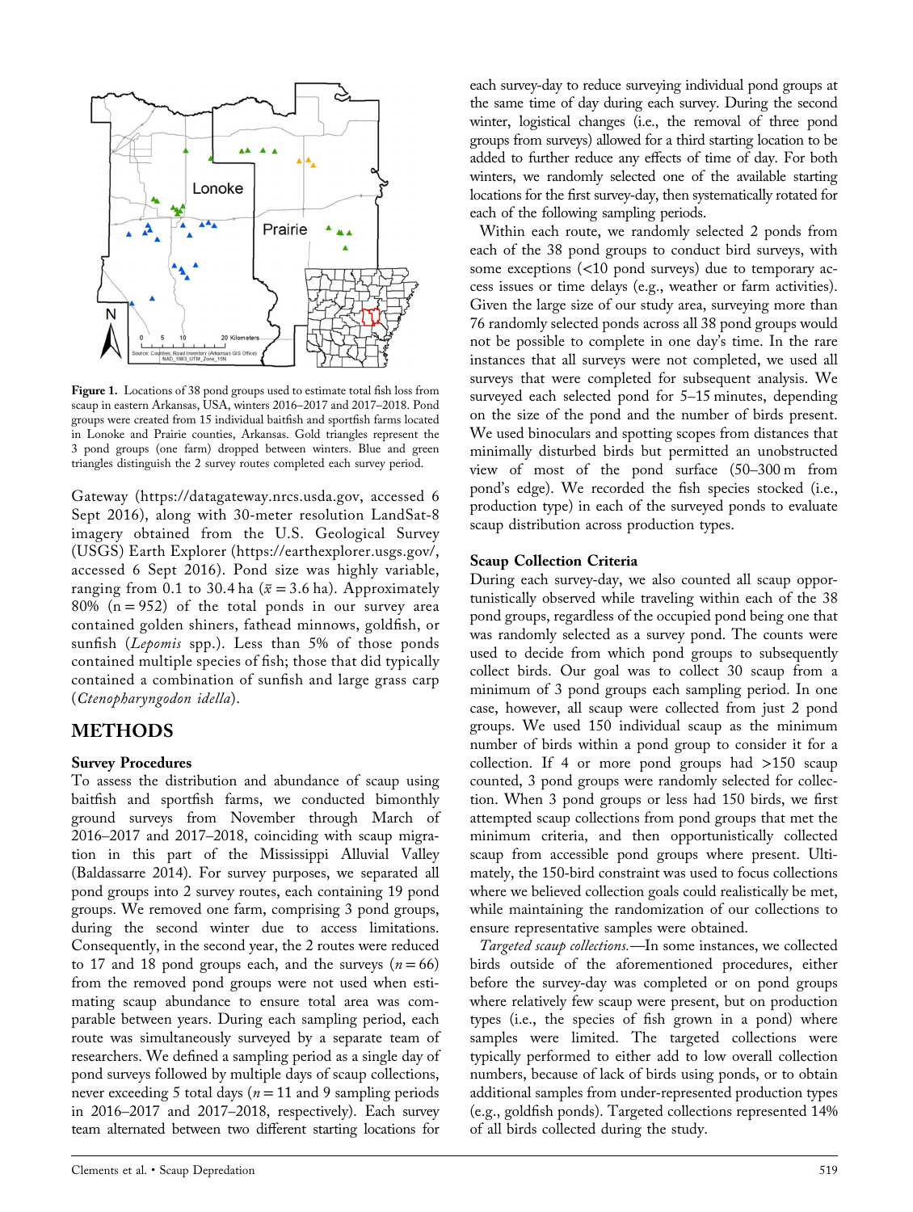Figure 1. Locations of 38 pond groups used to estimate total fish loss from scaup in eastern Arkansas, USA, winters 2016–2017 and 2017–2018. Pond groups were created from 15 individual baitfish and sportfish farms located in Lonoke and Prairie counties, Arkansas. Gold triangles represent the 3 pond groups (one farm) dropped between winters. Blue and green triangles distinguish the 2 survey routes completed each survey period.

Gateway (https://datagateway.nrcs.usda.gov, accessed 6 Sept 2016), along with 30-meter resolution LandSat-8 imagery obtained from the U.S. Geological Survey (USGS) Earth Explorer (https://earthexplorer.usgs.gov/, accessed 6 Sept 2016). Pond size was highly variable, ranging from 0.1 to 30.4 ha ($\bar{x} = 3.6$ ha). Approximately 80% (n = 952) of the total ponds in our survey area contained golden shiners, fathead minnows, goldfish, or sunfish (*Lepomis* spp.). Less than 5% of those ponds contained multiple species of fish; those that did typically contained a combination of sunfish and large grass carp (*Ctenopharyngodon idella*).

## METHODS

### Survey Procedures

To assess the distribution and abundance of scaup using baitfish and sportfish farms, we conducted bimonthly ground surveys from November through March of 2016–2017 and 2017–2018, coinciding with scaup migration in this part of the Mississippi Alluvial Valley (Baldassarre 2014). For survey purposes, we separated all pond groups into 2 survey routes, each containing 19 pond groups. We removed one farm, comprising 3 pond groups, during the second winter due to access limitations. Consequently, in the second year, the 2 routes were reduced to 17 and 18 pond groups each, and the surveys ($n = 66$) from the removed pond groups were not used when estimating scaup abundance to ensure total area was comparable between years. During each sampling period, each route was simultaneously surveyed by a separate team of researchers. We defined a sampling period as a single day of pond surveys followed by multiple days of scaup collections, never exceeding 5 total days ($n = 11$ and 9 sampling periods in 2016–2017 and 2017–2018, respectively). Each survey team alternated between two different starting locations for each survey-day to reduce surveying individual pond groups at the same time of day during each survey. During the second winter, logistical changes (i.e., the removal of three pond groups from surveys) allowed for a third starting location to be added to further reduce any effects of time of day. For both winters, we randomly selected one of the available starting locations for the first survey-day, then systematically rotated for each of the following sampling periods.

Within each route, we randomly selected 2 ponds from each of the 38 pond groups to conduct bird surveys, with some exceptions (<10 pond surveys) due to temporary access issues or time delays (e.g., weather or farm activities). Given the large size of our study area, surveying more than 76 randomly selected ponds across all 38 pond groups would not be possible to complete in one day's time. In the rare instances that all surveys were not completed, we used all surveys that were completed for subsequent analysis. We surveyed each selected pond for 5–15 minutes, depending on the size of the pond and the number of birds present. We used binoculars and spotting scopes from distances that minimally disturbed birds but permitted an unobstructed view of most of the pond surface (50–300 m from pond's edge). We recorded the fish species stocked (i.e., production type) in each of the surveyed ponds to evaluate scaup distribution across production types.

### Scaup Collection Criteria

During each survey-day, we also counted all scaup opportunistically observed while traveling within each of the 38 pond groups, regardless of the occupied pond being one that was randomly selected as a survey pond. The counts were used to decide from which pond groups to subsequently collect birds. Our goal was to collect 30 scaup from a minimum of 3 pond groups each sampling period. In one case, however, all scaup were collected from just 2 pond groups. We used 150 individual scaup as the minimum number of birds within a pond group to consider it for a collection. If 4 or more pond groups had >150 scaup counted, 3 pond groups were randomly selected for collection. When 3 pond groups or less had 150 birds, we first attempted scaup collections from pond groups that met the minimum criteria, and then opportunistically collected scaup from accessible pond groups where present. Ultimately, the 150-bird constraint was used to focus collections where we believed collection goals could realistically be met, while maintaining the randomization of our collections to ensure representative samples were obtained.

*Targeted scaup collections.*—In some instances, we collected birds outside of the aforementioned procedures, either before the survey-day was completed or on pond groups where relatively few scaup were present, but on production types (i.e., the species of fish grown in a pond) where samples were limited. The targeted collections were typically performed to either add to low overall collection numbers, because of lack of birds using ponds, or to obtain additional samples from under-represented production types (e.g., goldfish ponds). Targeted collections represented 14% of all birds collected during the study.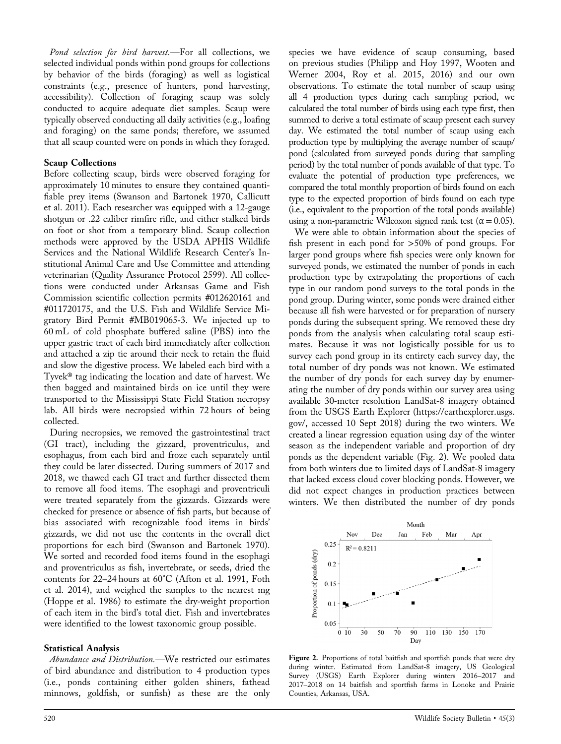*Pond selection for bird harvest.*—For all collections, we selected individual ponds within pond groups for collections by behavior of the birds (foraging) as well as logistical constraints (e.g., presence of hunters, pond harvesting, accessibility). Collection of foraging scaup was solely conducted to acquire adequate diet samples. Scaup were typically observed conducting all daily activities (e.g., loafing and foraging) on the same ponds; therefore, we assumed that all scaup counted were on ponds in which they foraged.

### Scaup Collections

Before collecting scaup, birds were observed foraging for approximately 10 minutes to ensure they contained quantifiable prey items (Swanson and Bartonek 1970, Callicutt et al. 2011). Each researcher was equipped with a 12-gauge shotgun or .22 caliber rimfire rifle, and either stalked birds on foot or shot from a temporary blind. Scaup collection methods were approved by the USDA APHIS Wildlife Services and the National Wildlife Research Center's Institutional Animal Care and Use Committee and attending veterinarian (Quality Assurance Protocol 2599). All collections were conducted under Arkansas Game and Fish Commission scientific collection permits #012620161 and #011720175, and the U.S. Fish and Wildlife Service Migratory Bird Permit #MB019065-3. We injected up to 60 mL of cold phosphate buffered saline (PBS) into the upper gastric tract of each bird immediately after collection and attached a zip tie around their neck to retain the fluid and slow the digestive process. We labeled each bird with a Tyvek® tag indicating the location and date of harvest. We then bagged and maintained birds on ice until they were transported to the Mississippi State Field Station necropsy lab. All birds were necropsied within 72 hours of being collected.

During necropsies, we removed the gastrointestinal tract (GI tract), including the gizzard, proventriculus, and esophagus, from each bird and froze each separately until they could be later dissected. During summers of 2017 and 2018, we thawed each GI tract and further dissected them to remove all food items. The esophagi and proventriculi were treated separately from the gizzards. Gizzards were checked for presence or absence of fish parts, but because of bias associated with recognizable food items in birds' gizzards, we did not use the contents in the overall diet proportions for each bird (Swanson and Bartonek 1970). We sorted and recorded food items found in the esophagi and proventriculus as fish, invertebrate, or seeds, dried the contents for 22–24 hours at 60°C (Afton et al. 1991, Foth et al. 2014), and weighed the samples to the nearest mg (Hoppe et al. 1986) to estimate the dry-weight proportion of each item in the bird's total diet. Fish and invertebrates were identified to the lowest taxonomic group possible.

### Statistical Analysis

*Abundance and Distribution.*—We restricted our estimates of bird abundance and distribution to 4 production types (i.e., ponds containing either golden shiners, fathead minnows, goldfish, or sunfish) as these are the only species we have evidence of scaup consuming, based on previous studies (Philipp and Hoy 1997, Wooten and Werner 2004, Roy et al. 2015, 2016) and our own observations. To estimate the total number of scaup using all 4 production types during each sampling period, we calculated the total number of birds using each type first, then summed to derive a total estimate of scaup present each survey day. We estimated the total number of scaup using each production type by multiplying the average number of scaup/pond (calculated from surveyed ponds during that sampling period) by the total number of ponds available of that type. To evaluate the potential of production type preferences, we compared the total monthly proportion of birds found on each type to the expected proportion of birds found on each type (i.e., equivalent to the proportion of the total ponds available) using a non-parametric Wilcoxon signed rank test ($\alpha = 0.05$).

We were able to obtain information about the species of fish present in each pond for >50% of pond groups. For larger pond groups where fish species were only known for surveyed ponds, we estimated the number of ponds in each production type by extrapolating the proportions of each type in our random pond surveys to the total ponds in the pond group. During winter, some ponds were drained either because all fish were harvested or for preparation of nursery ponds during the subsequent spring. We removed these dry ponds from the analysis when calculating total scaup estimates. Because it was not logistically possible for us to survey each pond group in its entirety each survey day, the total number of dry ponds was not known. We estimated the number of dry ponds for each survey day by enumerating the number of dry ponds within our survey area using available 30-meter resolution LandSat-8 imagery obtained from the USGS Earth Explorer (https://earthexplorer.usgs.gov/, accessed 10 Sept 2018) during the two winters. We created a linear regression equation using day of the winter season as the independent variable and proportion of dry ponds as the dependent variable (Fig. 2). We pooled data from both winters due to limited days of LandSat-8 imagery that lacked excess cloud cover blocking ponds. However, we did not expect changes in production practices between winters. We then distributed the number of dry ponds

**Figure 2.** Proportions of total baitfish and sportfish ponds that were dry during winter. Estimated from LandSat-8 imagery, US Geological Survey (USGS) Earth Explorer during winters 2016–2017 and 2017–2018 on 14 baitfish and sportfish farms in Lonoke and Prairie Counties, Arkansas, USA.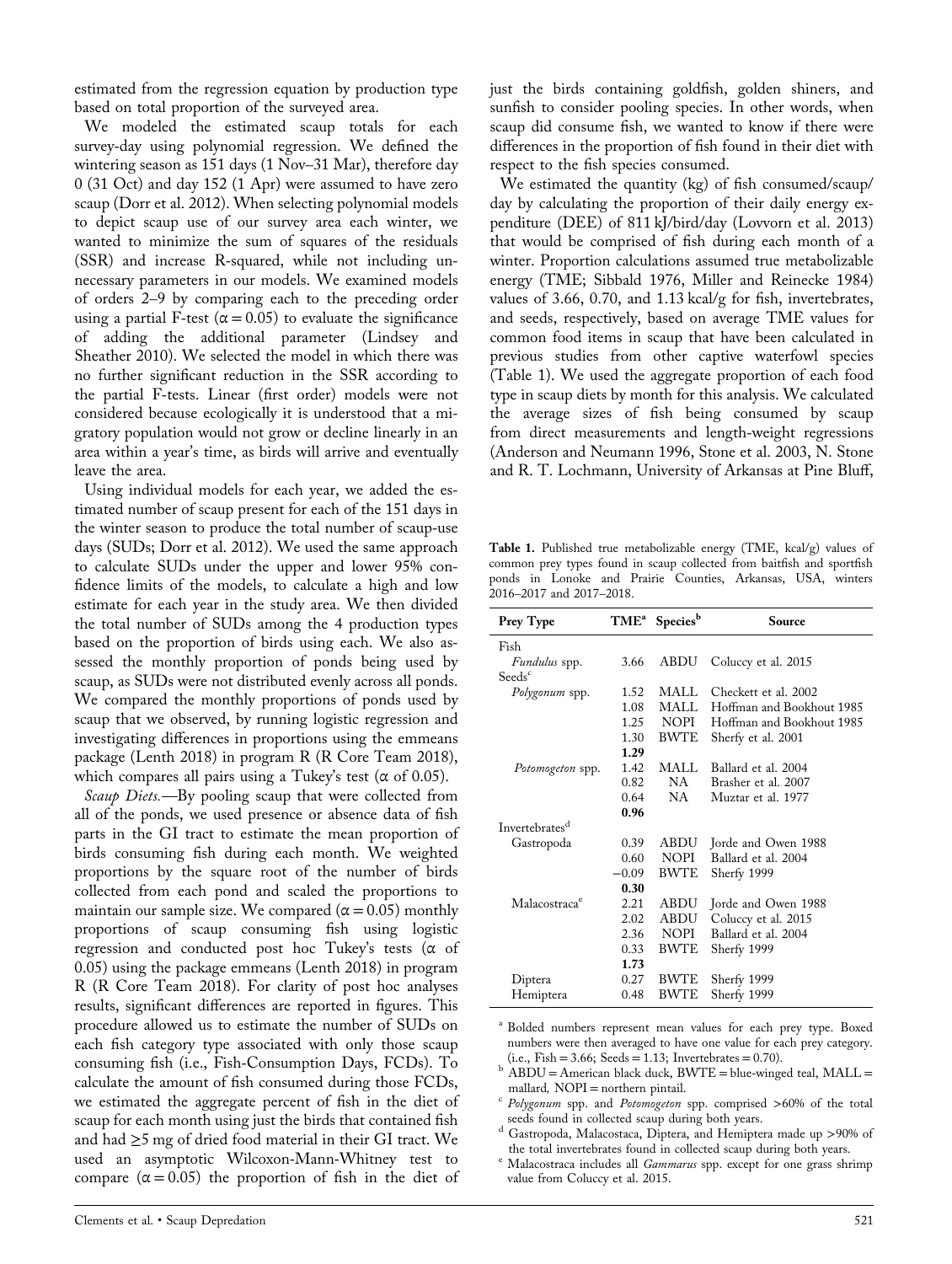estimated from the regression equation by production type based on total proportion of the surveyed area.

We modeled the estimated scaup totals for each survey-day using polynomial regression. We defined the wintering season as 151 days (1 Nov–31 Mar), therefore day 0 (31 Oct) and day 152 (1 Apr) were assumed to have zero scaup (Dorr et al. 2012). When selecting polynomial models to depict scaup use of our survey area each winter, we wanted to minimize the sum of squares of the residuals (SSR) and increase R-squared, while not including unnecessary parameters in our models. We examined models of orders 2–9 by comparing each to the preceding order using a partial F-test ($\alpha = 0.05$) to evaluate the significance of adding the additional parameter (Lindsey and Sheather 2010). We selected the model in which there was no further significant reduction in the SSR according to the partial F-tests. Linear (first order) models were not considered because ecologically it is understood that a migratory population would not grow or decline linearly in an area within a year's time, as birds will arrive and eventually leave the area.

Using individual models for each year, we added the estimated number of scaup present for each of the 151 days in the winter season to produce the total number of scaup-use days (SUDs; Dorr et al. 2012). We used the same approach to calculate SUDs under the upper and lower 95% confidence limits of the models, to calculate a high and low estimate for each year in the study area. We then divided the total number of SUDs among the 4 production types based on the proportion of birds using each. We also assessed the monthly proportion of ponds being used by scaup, as SUDs were not distributed evenly across all ponds. We compared the monthly proportions of ponds used by scaup that we observed, by running logistic regression and investigating differences in proportions using the emmeans package (Lenth 2018) in program R (R Core Team 2018), which compares all pairs using a Tukey's test ($\alpha$ of 0.05).

*Scaup Diets.*—By pooling scaup that were collected from all of the ponds, we used presence or absence data of fish parts in the GI tract to estimate the mean proportion of birds consuming fish during each month. We weighted proportions by the square root of the number of birds collected from each pond and scaled the proportions to maintain our sample size. We compared ($\alpha = 0.05$) monthly proportions of scaup consuming fish using logistic regression and conducted post hoc Tukey's tests ($\alpha$ of 0.05) using the package emmeans (Lenth 2018) in program R (R Core Team 2018). For clarity of post hoc analyses results, significant differences are reported in figures. This procedure allowed us to estimate the number of SUDs on each fish category type associated with only those scaup consuming fish (i.e., Fish-Consumption Days, FCDs). To calculate the amount of fish consumed during those FCDs, we estimated the aggregate percent of fish in the diet of scaup for each month using just the birds that contained fish and had $\geq$5 mg of dried food material in their GI tract. We used an asymptotic Wilcoxon-Mann-Whitney test to compare ($\alpha = 0.05$) the proportion of fish in the diet of just the birds containing goldfish, golden shiners, and sunfish to consider pooling species. In other words, when scaup did consume fish, we wanted to know if there were differences in the proportion of fish found in their diet with respect to the fish species consumed.

We estimated the quantity (kg) of fish consumed/scaup/day by calculating the proportion of their daily energy expenditure (DEE) of 811 kJ/bird/day (Lovvorn et al. 2013) that would be comprised of fish during each month of a winter. Proportion calculations assumed true metabolizable energy (TME; Sibbald 1976, Miller and Reinecke 1984) values of 3.66, 0.70, and 1.13 kcal/g for fish, invertebrates, and seeds, respectively, based on average TME values for common food items in scaup that have been calculated in previous studies from other captive waterfowl species (Table 1). We used the aggregate proportion of each food type in scaup diets by month for this analysis. We calculated the average sizes of fish being consumed by scaup from direct measurements and length-weight regressions (Anderson and Neumann 1996, Stone et al. 2003, N. Stone and R. T. Lochmann, University of Arkansas at Pine Bluff,

**Table 1.** Published true metabolizable energy (TME, kcal/g) values of common prey types found in scaup collected from baitfish and sportfish ponds in Lonoke and Prairie Counties, Arkansas, USA, winters 2016–2017 and 2017–2018.

| Prey Type | TME[a] | Species[b] | Source |
|---|---|---|---|
| Fish | | | |
| *Fundulus* spp. | 3.66 | ABDU | Coluccy et al. 2015 |
| Seeds[c] | | | |
| *Polygonum* spp. | 1.52 | MALL | Checkett et al. 2002 |
| | 1.08 | MALL | Hoffman and Bookhout 1985 |
| | 1.25 | NOPI | Hoffman and Bookhout 1985 |
| | 1.30 | BWTE | Sherfy et al. 2001 |
| | **1.29** | | |
| *Potomogeton* spp. | 1.42 | MALL | Ballard et al. 2004 |
| | 0.82 | NA | Brasher et al. 2007 |
| | 0.64 | NA | Muztar et al. 1977 |
| | **0.96** | | |
| Invertebrates[d] | | | |
| Gastropoda | 0.39 | ABDU | Jorde and Owen 1988 |
| | 0.60 | NOPI | Ballard et al. 2004 |
| | −0.09 | BWTE | Sherfy 1999 |
| | **0.30** | | |
| Malacostraca[e] | 2.21 | ABDU | Jorde and Owen 1988 |
| | 2.02 | ABDU | Coluccy et al. 2015 |
| | 2.36 | NOPI | Ballard et al. 2004 |
| | 0.33 | BWTE | Sherfy 1999 |
| | **1.73** | | |
| Diptera | 0.27 | BWTE | Sherfy 1999 |
| Hemiptera | 0.48 | BWTE | Sherfy 1999 |

[a] Bolded numbers represent mean values for each prey type. Boxed numbers were then averaged to have one value for each prey category. (i.e., Fish = 3.66; Seeds = 1.13; Invertebrates = 0.70).

[b] ABDU = American black duck, BWTE = blue-winged teal, MALL = mallard, NOPI = northern pintail.

[c] *Polygonum* spp. and *Potomogeton* spp. comprised >60% of the total seeds found in collected scaup during both years.

[d] Gastropoda, Malacostaca, Diptera, and Hemiptera made up >90% of the total invertebrates found in collected scaup during both years.

[e] Malacostraca includes all *Gammarus* spp. except for one grass shrimp value from Coluccy et al. 2015.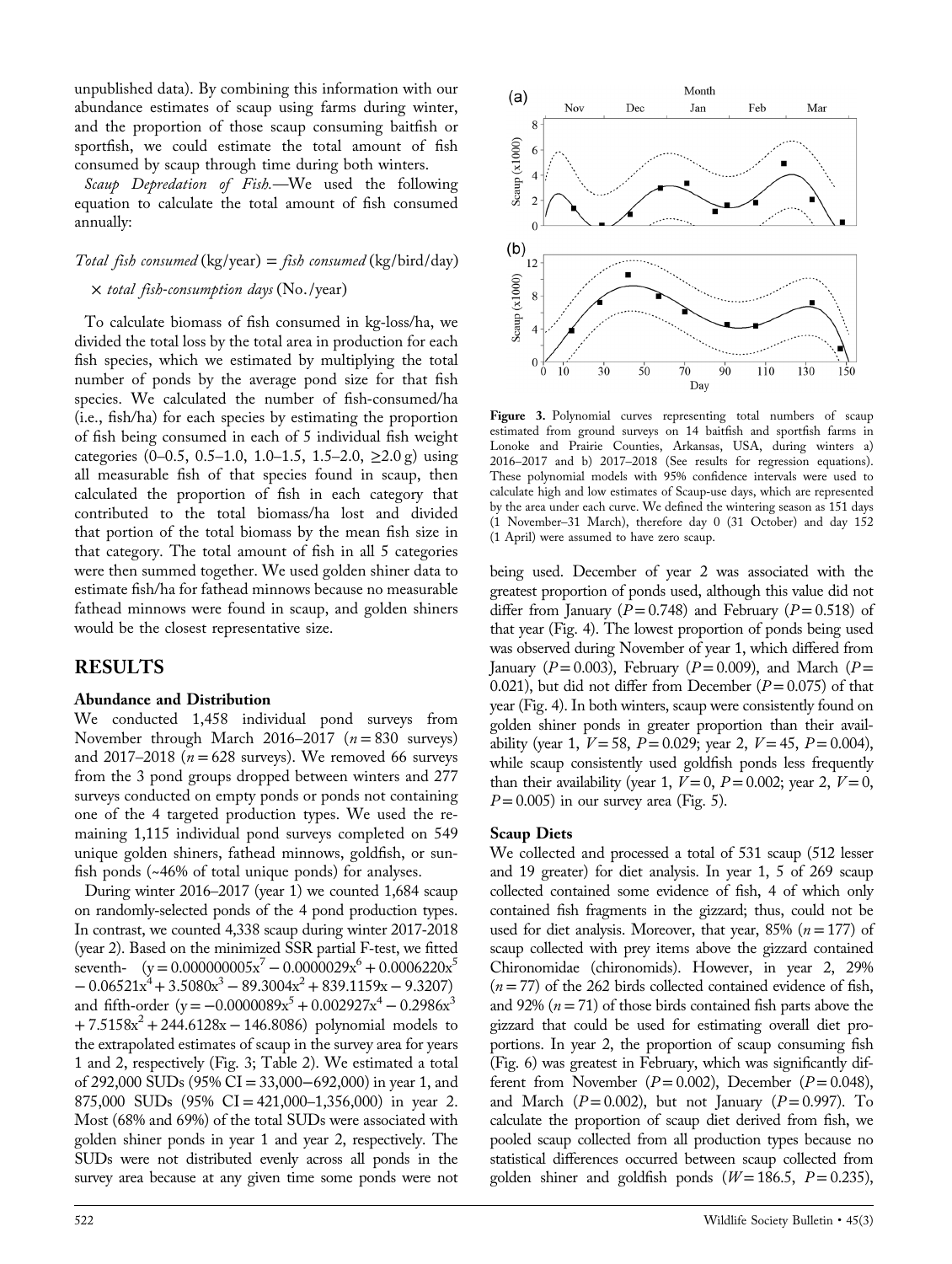unpublished data). By combining this information with our abundance estimates of scaup using farms during winter, and the proportion of those scaup consuming baitfish or sportfish, we could estimate the total amount of fish consumed by scaup through time during both winters.

*Scaup Depredation of Fish.*—We used the following equation to calculate the total amount of fish consumed annually:

$$\textit{Total fish consumed}\ (\text{kg/year}) = \textit{fish consumed}\ (\text{kg/bird/day}) \times \textit{total fish-consumption days}\ (\text{No./year})$$

To calculate biomass of fish consumed in kg-loss/ha, we divided the total loss by the total area in production for each fish species, which we estimated by multiplying the total number of ponds by the average pond size for that fish species. We calculated the number of fish-consumed/ha (i.e., fish/ha) for each species by estimating the proportion of fish being consumed in each of 5 individual fish weight categories (0–0.5, 0.5–1.0, 1.0–1.5, 1.5–2.0, ≥2.0 g) using all measurable fish of that species found in scaup, then calculated the proportion of fish in each category that contributed to the total biomass/ha lost and divided that portion of the total biomass by the mean fish size in that category. The total amount of fish in all 5 categories were then summed together. We used golden shiner data to estimate fish/ha for fathead minnows because no measurable fathead minnows were found in scaup, and golden shiners would be the closest representative size.

## RESULTS

### Abundance and Distribution

We conducted 1,458 individual pond surveys from November through March 2016–2017 ($n = 830$ surveys) and 2017–2018 ($n = 628$ surveys). We removed 66 surveys from the 3 pond groups dropped between winters and 277 surveys conducted on empty ponds or ponds not containing one of the 4 targeted production types. We used the remaining 1,115 individual pond surveys completed on 549 unique golden shiners, fathead minnows, goldfish, or sunfish ponds (~46% of total unique ponds) for analyses.

During winter 2016–2017 (year 1) we counted 1,684 scaup on randomly-selected ponds of the 4 pond production types. In contrast, we counted 4,338 scaup during winter 2017-2018 (year 2). Based on the minimized SSR partial F-test, we fitted seventh- ($y = 0.000000005x^7 - 0.0000029x^6 + 0.0006220x^5 - 0.06521x^4 + 3.5080x^3 - 89.3004x^2 + 839.1159x - 9.3207$) and fifth-order ($y = -0.0000089x^5 + 0.002927x^4 - 0.2986x^3 + 7.5158x^2 + 244.6128x - 146.8086$) polynomial models to the extrapolated estimates of scaup in the survey area for years 1 and 2, respectively (Fig. 3; Table 2). We estimated a total of 292,000 SUDs (95% CI = 33,000–692,000) in year 1, and 875,000 SUDs (95% CI = 421,000–1,356,000) in year 2. Most (68% and 69%) of the total SUDs were associated with golden shiner ponds in year 1 and year 2, respectively. The SUDs were not distributed evenly across all ponds in the survey area because at any given time some ponds were not being used. December of year 2 was associated with the greatest proportion of ponds used, although this value did not differ from January ($P = 0.748$) and February ($P = 0.518$) of that year (Fig. 4). The lowest proportion of ponds being used was observed during November of year 1, which differed from January ($P = 0.003$), February ($P = 0.009$), and March ($P = 0.021$), but did not differ from December ($P = 0.075$) of that year (Fig. 4). In both winters, scaup were consistently found on golden shiner ponds in greater proportion than their availability (year 1, $V = 58$, $P = 0.029$; year 2, $V = 45$, $P = 0.004$), while scaup consistently used goldfish ponds less frequently than their availability (year 1, $V = 0$, $P = 0.002$; year 2, $V = 0$, $P = 0.005$) in our survey area (Fig. 5).

**Figure 3.** Polynomial curves representing total numbers of scaup estimated from ground surveys on 14 baitfish and sportfish farms in Lonoke and Prairie Counties, Arkansas, USA, during winters a) 2016–2017 and b) 2017–2018 (See results for regression equations). These polynomial models with 95% confidence intervals were used to calculate high and low estimates of Scaup-use days, which are represented by the area under each curve. We defined the wintering season as 151 days (1 November–31 March), therefore day 0 (31 October) and day 152 (1 April) were assumed to have zero scaup.

### Scaup Diets

We collected and processed a total of 531 scaup (512 lesser and 19 greater) for diet analysis. In year 1, 5 of 269 scaup collected contained some evidence of fish, 4 of which only contained fish fragments in the gizzard; thus, could not be used for diet analysis. Moreover, that year, 85% ($n = 177$) of scaup collected with prey items above the gizzard contained Chironomidae (chironomids). However, in year 2, 29% ($n = 77$) of the 262 birds collected contained evidence of fish, and 92% ($n = 71$) of those birds contained fish parts above the gizzard that could be used for estimating overall diet proportions. In year 2, the proportion of scaup consuming fish (Fig. 6) was greatest in February, which was significantly different from November ($P = 0.002$), December ($P = 0.048$), and March ($P = 0.002$), but not January ($P = 0.997$). To calculate the proportion of scaup diet derived from fish, we pooled scaup collected from all production types because no statistical differences occurred between scaup collected from golden shiner and goldfish ponds ($W = 186.5$, $P = 0.235$),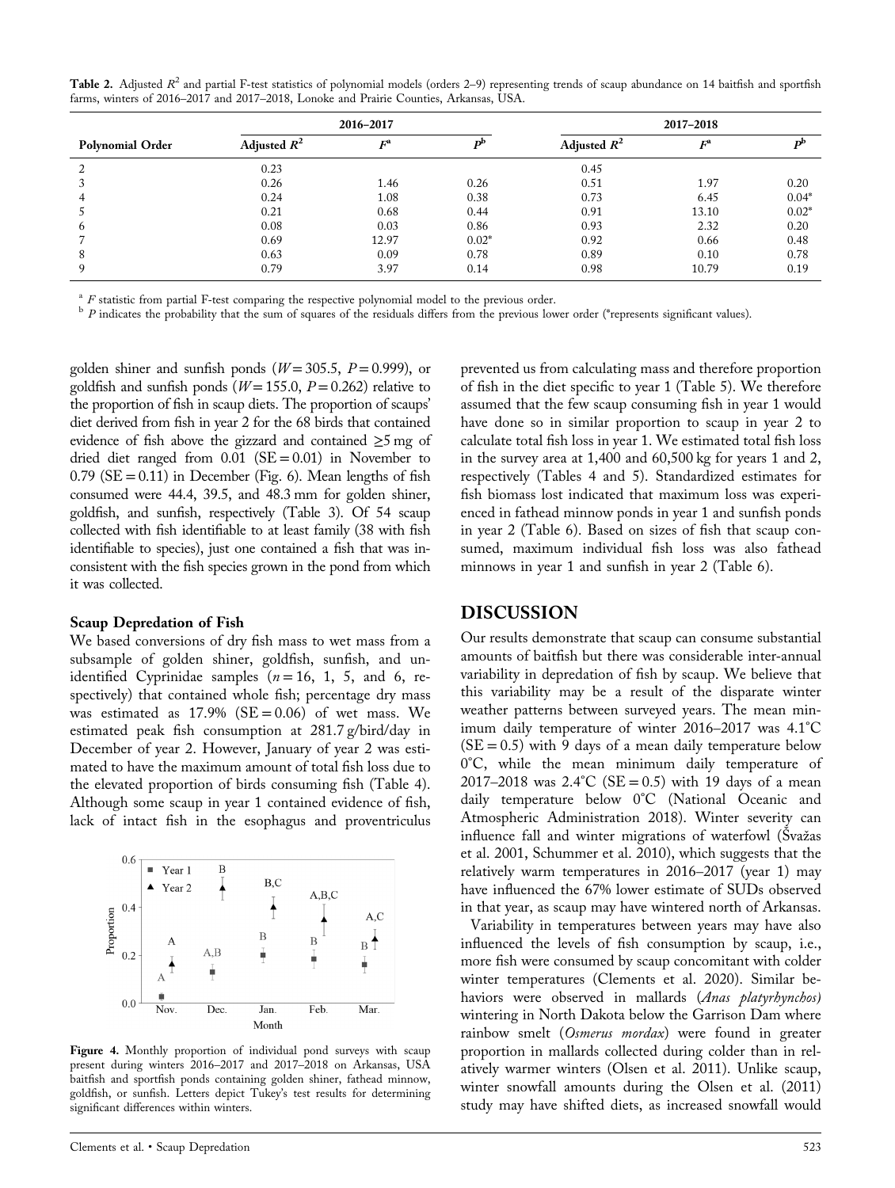**Table 2.** Adjusted $R^2$ and partial F-test statistics of polynomial models (orders 2–9) representing trends of scaup abundance on 14 baitfish and sportfish farms, winters of 2016–2017 and 2017–2018, Lonoke and Prairie Counties, Arkansas, USA.

| Polynomial Order | 2016–2017 | | | 2017–2018 | | |
|---|---|---|---|---|---|---|
| | Adjusted $R^2$ | $F$[a] | $P$[b] | Adjusted $R^2$ | $F$[a] | $P$[b] |
| 2 | 0.23 | | | 0.45 | | |
| 3 | 0.26 | 1.46 | 0.26 | 0.51 | 1.97 | 0.20 |
| 4 | 0.24 | 1.08 | 0.38 | 0.73 | 6.45 | 0.04* |
| 5 | 0.21 | 0.68 | 0.44 | 0.91 | 13.10 | 0.02* |
| 6 | 0.08 | 0.03 | 0.86 | 0.93 | 2.32 | 0.20 |
| 7 | 0.69 | 12.97 | 0.02* | 0.92 | 0.66 | 0.48 |
| 8 | 0.63 | 0.09 | 0.78 | 0.89 | 0.10 | 0.78 |
| 9 | 0.79 | 3.97 | 0.14 | 0.98 | 10.79 | 0.19 |

[a] $F$ statistic from partial F-test comparing the respective polynomial model to the previous order.

[b] $P$ indicates the probability that the sum of squares of the residuals differs from the previous lower order (*represents significant values).

golden shiner and sunfish ponds ($W = 305.5$, $P = 0.999$), or goldfish and sunfish ponds ($W = 155.0$, $P = 0.262$) relative to the proportion of fish in scaup diets. The proportion of scaups' diet derived from fish in year 2 for the 68 birds that contained evidence of fish above the gizzard and contained ≥5 mg of dried diet ranged from 0.01 (SE = 0.01) in November to 0.79 (SE = 0.11) in December (Fig. 6). Mean lengths of fish consumed were 44.4, 39.5, and 48.3 mm for golden shiner, goldfish, and sunfish, respectively (Table 3). Of 54 scaup collected with fish identifiable to at least family (38 with fish identifiable to species), just one contained a fish that was inconsistent with the fish species grown in the pond from which it was collected.

### Scaup Depredation of Fish

We based conversions of dry fish mass to wet mass from a subsample of golden shiner, goldfish, sunfish, and unidentified Cyprinidae samples ($n = 16$, 1, 5, and 6, respectively) that contained whole fish; percentage dry mass was estimated as 17.9% (SE = 0.06) of wet mass. We estimated peak fish consumption at 281.7 g/bird/day in December of year 2. However, January of year 2 was estimated to have the maximum amount of total fish loss due to the elevated proportion of birds consuming fish (Table 4). Although some scaup in year 1 contained evidence of fish, lack of intact fish in the esophagus and proventriculus prevented us from calculating mass and therefore proportion of fish in the diet specific to year 1 (Table 5). We therefore assumed that the few scaup consuming fish in year 1 would have done so in similar proportion to scaup in year 2 to calculate total fish loss in year 1. We estimated total fish loss in the survey area at 1,400 and 60,500 kg for years 1 and 2, respectively (Tables 4 and 5). Standardized estimates for fish biomass lost indicated that maximum loss was experienced in fathead minnow ponds in year 1 and sunfish ponds in year 2 (Table 6). Based on sizes of fish that scaup consumed, maximum individual fish loss was also fathead minnows in year 1 and sunfish in year 2 (Table 6).

**Figure 4.** Monthly proportion of individual pond surveys with scaup present during winters 2016–2017 and 2017–2018 on Arkansas, USA baitfish and sportfish ponds containing golden shiner, fathead minnow, goldfish, or sunfish. Letters depict Tukey's test results for determining significant differences within winters.

## DISCUSSION

Our results demonstrate that scaup can consume substantial amounts of baitfish but there was considerable inter-annual variability in depredation of fish by scaup. We believe that this variability may be a result of the disparate winter weather patterns between surveyed years. The mean minimum daily temperature of winter 2016–2017 was 4.1°C (SE = 0.5) with 9 days of a mean daily temperature below 0°C, while the mean minimum daily temperature of 2017–2018 was 2.4°C (SE = 0.5) with 19 days of a mean daily temperature below 0°C (National Oceanic and Atmospheric Administration 2018). Winter severity can influence fall and winter migrations of waterfowl (Švažas et al. 2001, Schummer et al. 2010), which suggests that the relatively warm temperatures in 2016–2017 (year 1) may have influenced the 67% lower estimate of SUDs observed in that year, as scaup may have wintered north of Arkansas.

Variability in temperatures between years may have also influenced the levels of fish consumption by scaup, i.e., more fish were consumed by scaup concomitant with colder winter temperatures (Clements et al. 2020). Similar behaviors were observed in mallards (*Anas platyrhynchos)* wintering in North Dakota below the Garrison Dam where rainbow smelt (*Osmerus mordax*) were found in greater proportion in mallards collected during colder than in relatively warmer winters (Olsen et al. 2011). Unlike scaup, winter snowfall amounts during the Olsen et al. (2011) study may have shifted diets, as increased snowfall would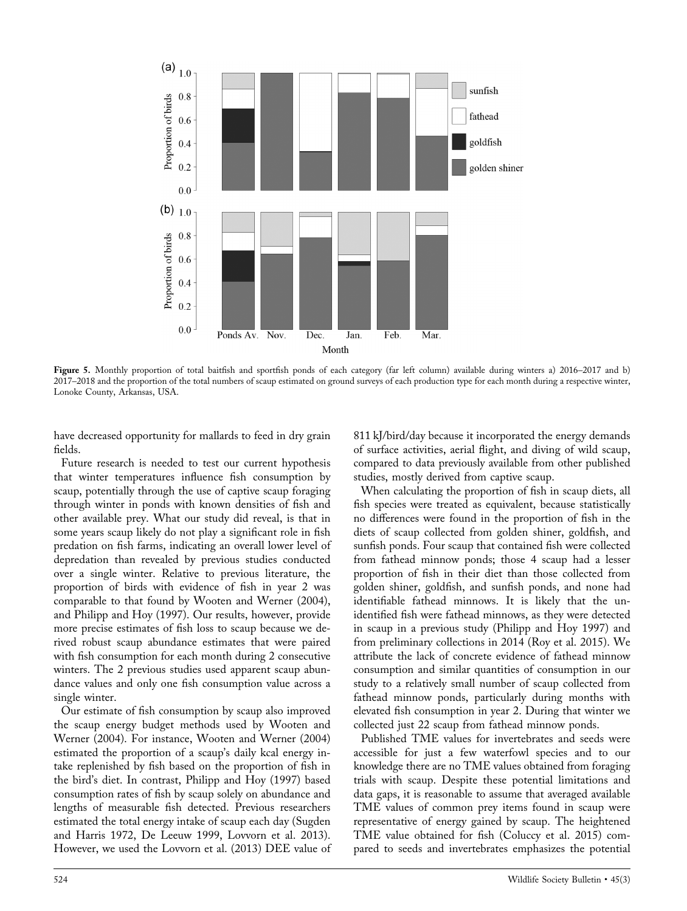Figure 5. Monthly proportion of total baitfish and sportfish ponds of each category (far left column) available during winters a) 2016–2017 and b) 2017–2018 and the proportion of the total numbers of scaup estimated on ground surveys of each production type for each month during a respective winter, Lonoke County, Arkansas, USA.

have decreased opportunity for mallards to feed in dry grain fields.

Future research is needed to test our current hypothesis that winter temperatures influence fish consumption by scaup, potentially through the use of captive scaup foraging through winter in ponds with known densities of fish and other available prey. What our study did reveal, is that in some years scaup likely do not play a significant role in fish predation on fish farms, indicating an overall lower level of depredation than revealed by previous studies conducted over a single winter. Relative to previous literature, the proportion of birds with evidence of fish in year 2 was comparable to that found by Wooten and Werner (2004), and Philipp and Hoy (1997). Our results, however, provide more precise estimates of fish loss to scaup because we derived robust scaup abundance estimates that were paired with fish consumption for each month during 2 consecutive winters. The 2 previous studies used apparent scaup abundance values and only one fish consumption value across a single winter.

Our estimate of fish consumption by scaup also improved the scaup energy budget methods used by Wooten and Werner (2004). For instance, Wooten and Werner (2004) estimated the proportion of a scaup's daily kcal energy intake replenished by fish based on the proportion of fish in the bird's diet. In contrast, Philipp and Hoy (1997) based consumption rates of fish by scaup solely on abundance and lengths of measurable fish detected. Previous researchers estimated the total energy intake of scaup each day (Sugden and Harris 1972, De Leeuw 1999, Lovvorn et al. 2013). However, we used the Lovvorn et al. (2013) DEE value of 811 kJ/bird/day because it incorporated the energy demands of surface activities, aerial flight, and diving of wild scaup, compared to data previously available from other published studies, mostly derived from captive scaup.

When calculating the proportion of fish in scaup diets, all fish species were treated as equivalent, because statistically no differences were found in the proportion of fish in the diets of scaup collected from golden shiner, goldfish, and sunfish ponds. Four scaup that contained fish were collected from fathead minnow ponds; those 4 scaup had a lesser proportion of fish in their diet than those collected from golden shiner, goldfish, and sunfish ponds, and none had identifiable fathead minnows. It is likely that the unidentified fish were fathead minnows, as they were detected in scaup in a previous study (Philipp and Hoy 1997) and from preliminary collections in 2014 (Roy et al. 2015). We attribute the lack of concrete evidence of fathead minnow consumption and similar quantities of consumption in our study to a relatively small number of scaup collected from fathead minnow ponds, particularly during months with elevated fish consumption in year 2. During that winter we collected just 22 scaup from fathead minnow ponds.

Published TME values for invertebrates and seeds were accessible for just a few waterfowl species and to our knowledge there are no TME values obtained from foraging trials with scaup. Despite these potential limitations and data gaps, it is reasonable to assume that averaged available TME values of common prey items found in scaup were representative of energy gained by scaup. The heightened TME value obtained for fish (Coluccy et al. 2015) compared to seeds and invertebrates emphasizes the potential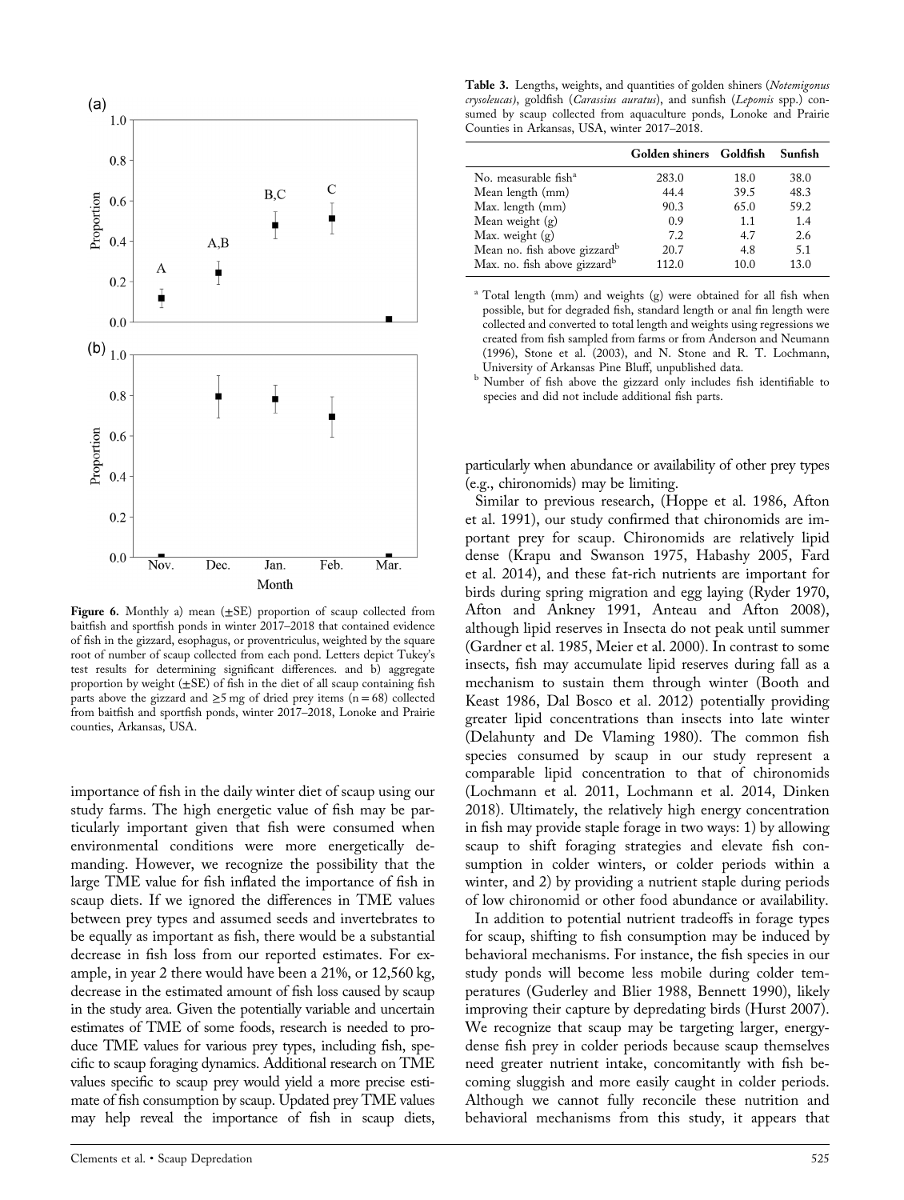Figure 6. Monthly a) mean (±SE) proportion of scaup collected from baitfish and sportfish ponds in winter 2017–2018 that contained evidence of fish in the gizzard, esophagus, or proventriculus, weighted by the square root of number of scaup collected from each pond. Letters depict Tukey's test results for determining significant differences. and b) aggregate proportion by weight (±SE) of fish in the diet of all scaup containing fish parts above the gizzard and ≥5 mg of dried prey items (n = 68) collected from baitfish and sportfish ponds, winter 2017–2018, Lonoke and Prairie counties, Arkansas, USA.

importance of fish in the daily winter diet of scaup using our study farms. The high energetic value of fish may be particularly important given that fish were consumed when environmental conditions were more energetically demanding. However, we recognize the possibility that the large TME value for fish inflated the importance of fish in scaup diets. If we ignored the differences in TME values between prey types and assumed seeds and invertebrates to be equally as important as fish, there would be a substantial decrease in fish loss from our reported estimates. For example, in year 2 there would have been a 21%, or 12,560 kg, decrease in the estimated amount of fish loss caused by scaup in the study area. Given the potentially variable and uncertain estimates of TME of some foods, research is needed to produce TME values for various prey types, including fish, specific to scaup foraging dynamics. Additional research on TME values specific to scaup prey would yield a more precise estimate of fish consumption by scaup. Updated prey TME values may help reveal the importance of fish in scaup diets, particularly when abundance or availability of other prey types (e.g., chironomids) may be limiting.

**Table 3.** Lengths, weights, and quantities of golden shiners (*Notemigonus crysoleucas*), goldfish (*Carassius auratus*), and sunfish (*Lepomis* spp.) consumed by scaup collected from aquaculture ponds, Lonoke and Prairie Counties in Arkansas, USA, winter 2017–2018.

| | Golden shiners | Goldfish | Sunfish |
|---|---|---|---|
| No. measurable fish[a] | 283.0 | 18.0 | 38.0 |
| Mean length (mm) | 44.4 | 39.5 | 48.3 |
| Max. length (mm) | 90.3 | 65.0 | 59.2 |
| Mean weight (g) | 0.9 | 1.1 | 1.4 |
| Max. weight (g) | 7.2 | 4.7 | 2.6 |
| Mean no. fish above gizzard[b] | 20.7 | 4.8 | 5.1 |
| Max. no. fish above gizzard[b] | 112.0 | 10.0 | 13.0 |

[a] Total length (mm) and weights (g) were obtained for all fish when possible, but for degraded fish, standard length or anal fin length were collected and converted to total length and weights using regressions we created from fish sampled from farms or from Anderson and Neumann (1996), Stone et al. (2003), and N. Stone and R. T. Lochmann, University of Arkansas Pine Bluff, unpublished data.

[b] Number of fish above the gizzard only includes fish identifiable to species and did not include additional fish parts.

Similar to previous research, (Hoppe et al. 1986, Afton et al. 1991), our study confirmed that chironomids are important prey for scaup. Chironomids are relatively lipid dense (Krapu and Swanson 1975, Habashy 2005, Fard et al. 2014), and these fat-rich nutrients are important for birds during spring migration and egg laying (Ryder 1970, Afton and Ankney 1991, Anteau and Afton 2008), although lipid reserves in Insecta do not peak until summer (Gardner et al. 1985, Meier et al. 2000). In contrast to some insects, fish may accumulate lipid reserves during fall as a mechanism to sustain them through winter (Booth and Keast 1986, Dal Bosco et al. 2012) potentially providing greater lipid concentrations than insects into late winter (Delahunty and De Vlaming 1980). The common fish species consumed by scaup in our study represent a comparable lipid concentration to that of chironomids (Lochmann et al. 2011, Lochmann et al. 2014, Dinken 2018). Ultimately, the relatively high energy concentration in fish may provide staple forage in two ways: 1) by allowing scaup to shift foraging strategies and elevate fish consumption in colder winters, or colder periods within a winter, and 2) by providing a nutrient staple during periods of low chironomid or other food abundance or availability.

In addition to potential nutrient tradeoffs in forage types for scaup, shifting to fish consumption may be induced by behavioral mechanisms. For instance, the fish species in our study ponds will become less mobile during colder temperatures (Guderley and Blier 1988, Bennett 1990), likely improving their capture by depredating birds (Hurst 2007). We recognize that scaup may be targeting larger, energy-dense fish prey in colder periods because scaup themselves need greater nutrient intake, concomitantly with fish becoming sluggish and more easily caught in colder periods. Although we cannot fully reconcile these nutrition and behavioral mechanisms from this study, it appears that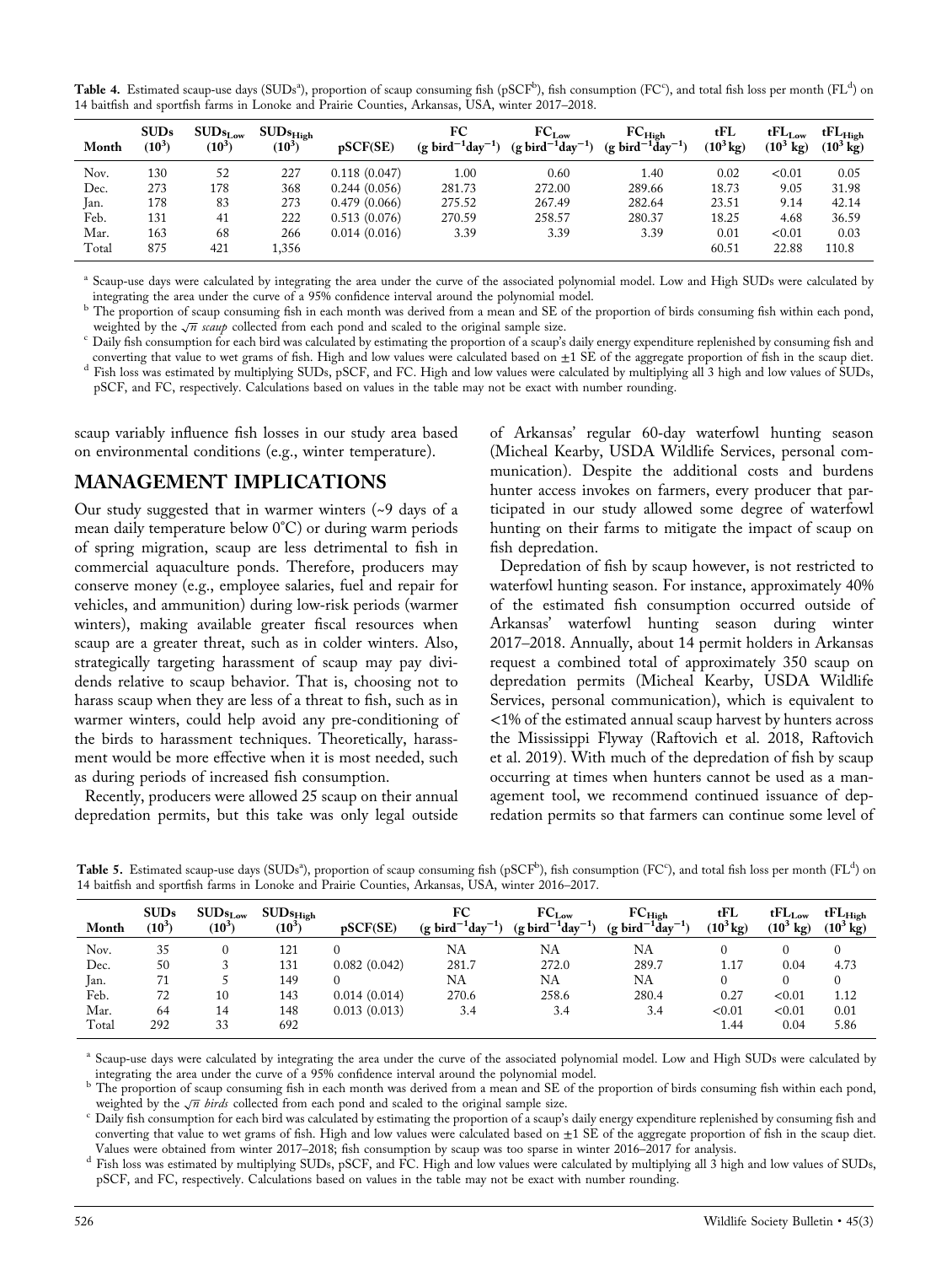**Table 4.** Estimated scaup-use days (SUDs[a]), proportion of scaup consuming fish (pSCF[b]), fish consumption (FC[c]), and total fish loss per month (FL[d]) on 14 baitfish and sportfish farms in Lonoke and Prairie Counties, Arkansas, USA, winter 2017–2018.

| Month | SUDs ($10^3$) | $SUDs_{Low}$ ($10^3$) | $SUDs_{High}$ ($10^3$) | pSCF(SE) | FC (g $bird^{-1}day^{-1}$) | $FC_{Low}$ (g $bird^{-1}day^{-1}$) | $FC_{High}$ (g $bird^{-1}day^{-1}$) | tFL ($10^3$ kg) | $tFL_{Low}$ ($10^3$ kg) | $tFL_{High}$ ($10^3$ kg) |
|---|---|---|---|---|---|---|---|---|---|---|
| Nov. | 130 | 52 | 227 | 0.118 (0.047) | 1.00 | 0.60 | 1.40 | 0.02 | <0.01 | 0.05 |
| Dec. | 273 | 178 | 368 | 0.244 (0.056) | 281.73 | 272.00 | 289.66 | 18.73 | 9.05 | 31.98 |
| Jan. | 178 | 83 | 273 | 0.479 (0.066) | 275.52 | 267.49 | 282.64 | 23.51 | 9.14 | 42.14 |
| Feb. | 131 | 41 | 222 | 0.513 (0.076) | 270.59 | 258.57 | 280.37 | 18.25 | 4.68 | 36.59 |
| Mar. | 163 | 68 | 266 | 0.014 (0.016) | 3.39 | 3.39 | 3.39 | 0.01 | <0.01 | 0.03 |
| Total | 875 | 421 | 1,356 | | | | | 60.51 | 22.88 | 110.8 |

[a] Scaup-use days were calculated by integrating the area under the curve of the associated polynomial model. Low and High SUDs were calculated by integrating the area under the curve of a 95% confidence interval around the polynomial model.
[b] The proportion of scaup consuming fish in each month was derived from a mean and SE of the proportion of birds consuming fish within each pond, weighted by the $\sqrt{n}$ *scaup* collected from each pond and scaled to the original sample size.
[c] Daily fish consumption for each bird was calculated by estimating the proportion of a scaup's daily energy expenditure replenished by consuming fish and converting that value to wet grams of fish. High and low values were calculated based on ±1 SE of the aggregate proportion of fish in the scaup diet.
[d] Fish loss was estimated by multiplying SUDs, pSCF, and FC. High and low values were calculated by multiplying all 3 high and low values of SUDs, pSCF, and FC, respectively. Calculations based on values in the table may not be exact with number rounding.

scaup variably influence fish losses in our study area based on environmental conditions (e.g., winter temperature).

## MANAGEMENT IMPLICATIONS

Our study suggested that in warmer winters (~9 days of a mean daily temperature below 0°C) or during warm periods of spring migration, scaup are less detrimental to fish in commercial aquaculture ponds. Therefore, producers may conserve money (e.g., employee salaries, fuel and repair for vehicles, and ammunition) during low-risk periods (warmer winters), making available greater fiscal resources when scaup are a greater threat, such as in colder winters. Also, strategically targeting harassment of scaup may pay dividends relative to scaup behavior. That is, choosing not to harass scaup when they are less of a threat to fish, such as in warmer winters, could help avoid any pre-conditioning of the birds to harassment techniques. Theoretically, harassment would be more effective when it is most needed, such as during periods of increased fish consumption.

Recently, producers were allowed 25 scaup on their annual depredation permits, but this take was only legal outside of Arkansas' regular 60-day waterfowl hunting season (Micheal Kearby, USDA Wildlife Services, personal communication). Despite the additional costs and burdens hunter access invokes on farmers, every producer that participated in our study allowed some degree of waterfowl hunting on their farms to mitigate the impact of scaup on fish depredation.

Depredation of fish by scaup however, is not restricted to waterfowl hunting season. For instance, approximately 40% of the estimated fish consumption occurred outside of Arkansas' waterfowl hunting season during winter 2017–2018. Annually, about 14 permit holders in Arkansas request a combined total of approximately 350 scaup on depredation permits (Micheal Kearby, USDA Wildlife Services, personal communication), which is equivalent to <1% of the estimated annual scaup harvest by hunters across the Mississippi Flyway (Raftovich et al. 2018, Raftovich et al. 2019). With much of the depredation of fish by scaup occurring at times when hunters cannot be used as a management tool, we recommend continued issuance of depredation permits so that farmers can continue some level of

**Table 5.** Estimated scaup-use days (SUDs[a]), proportion of scaup consuming fish (pSCF[b]), fish consumption (FC[c]), and total fish loss per month (FL[d]) on 14 baitfish and sportfish farms in Lonoke and Prairie Counties, Arkansas, USA, winter 2016–2017.

| Month | SUDs ($10^3$) | $SUDs_{Low}$ ($10^3$) | $SUDs_{High}$ ($10^3$) | pSCF(SE) | FC (g $bird^{-1}day^{-1}$) | $FC_{Low}$ (g $bird^{-1}day^{-1}$) | $FC_{High}$ (g $bird^{-1}day^{-1}$) | tFL ($10^3$ kg) | $tFL_{Low}$ ($10^3$ kg) | $tFL_{High}$ ($10^3$ kg) |
|---|---|---|---|---|---|---|---|---|---|---|
| Nov. | 35 | 0 | 121 | 0 | NA | NA | NA | 0 | 0 | 0 |
| Dec. | 50 | 3 | 131 | 0.082 (0.042) | 281.7 | 272.0 | 289.7 | 1.17 | 0.04 | 4.73 |
| Jan. | 71 | 5 | 149 | 0 | NA | NA | NA | 0 | 0 | 0 |
| Feb. | 72 | 10 | 143 | 0.014 (0.014) | 270.6 | 258.6 | 280.4 | 0.27 | <0.01 | 1.12 |
| Mar. | 64 | 14 | 148 | 0.013 (0.013) | 3.4 | 3.4 | 3.4 | <0.01 | <0.01 | 0.01 |
| Total | 292 | 33 | 692 | | | | | 1.44 | 0.04 | 5.86 |

[a] Scaup-use days were calculated by integrating the area under the curve of the associated polynomial model. Low and High SUDs were calculated by integrating the area under the curve of a 95% confidence interval around the polynomial model.
[b] The proportion of scaup consuming fish in each month was derived from a mean and SE of the proportion of birds consuming fish within each pond, weighted by the $\sqrt{n}$ *birds* collected from each pond and scaled to the original sample size.
[c] Daily fish consumption for each bird was calculated by estimating the proportion of a scaup's daily energy expenditure replenished by consuming fish and converting that value to wet grams of fish. High and low values were calculated based on ±1 SE of the aggregate proportion of fish in the scaup diet. Values were obtained from winter 2017–2018; fish consumption by scaup was too sparse in winter 2016–2017 for analysis.
[d] Fish loss was estimated by multiplying SUDs, pSCF, and FC. High and low values were calculated by multiplying all 3 high and low values of SUDs, pSCF, and FC, respectively. Calculations based on values in the table may not be exact with number rounding.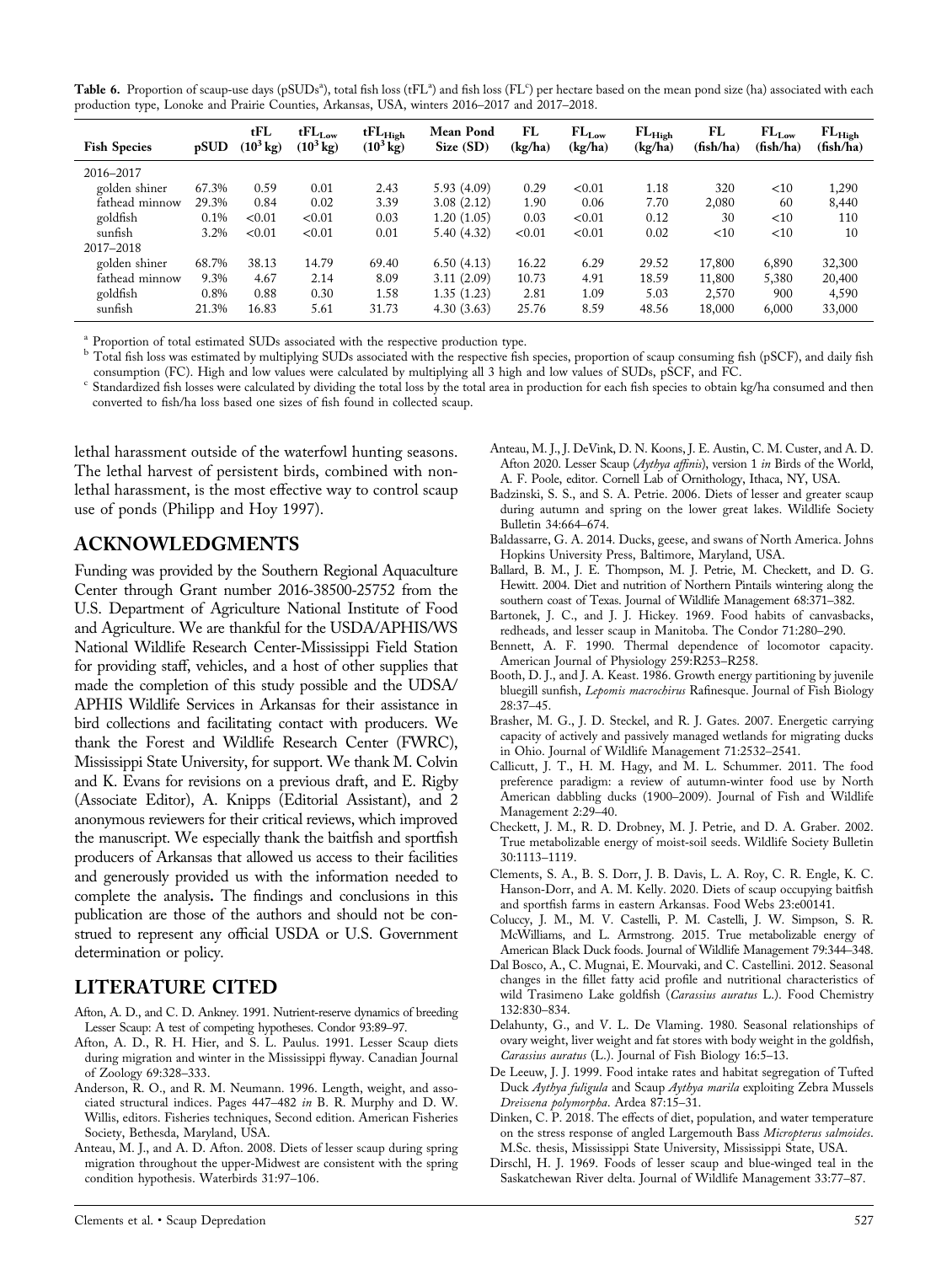**Table 6.** Proportion of scaup-use days (pSUDs[a]), total fish loss (tFL[a]) and fish loss (FL[c]) per hectare based on the mean pond size (ha) associated with each production type, Lonoke and Prairie Counties, Arkansas, USA, winters 2016–2017 and 2017–2018.

| Fish Species | pSUD | tFL ($10^3$ kg) | $tFL_{Low}$ ($10^3$ kg) | $tFL_{High}$ ($10^3$ kg) | Mean Pond Size (SD) | FL (kg/ha) | $FL_{Low}$ (kg/ha) | $FL_{High}$ (kg/ha) | FL (fish/ha) | $FL_{Low}$ (fish/ha) | $FL_{High}$ (fish/ha) |
|---|---|---|---|---|---|---|---|---|---|---|---|
| 2016–2017 | | | | | | | | | | | |
| golden shiner | 67.3% | 0.59 | 0.01 | 2.43 | 5.93 (4.09) | 0.29 | <0.01 | 1.18 | 320 | <10 | 1,290 |
| fathead minnow | 29.3% | 0.84 | 0.02 | 3.39 | 3.08 (2.12) | 1.90 | 0.06 | 7.70 | 2,080 | 60 | 8,440 |
| goldfish | 0.1% | <0.01 | <0.01 | 0.03 | 1.20 (1.05) | 0.03 | <0.01 | 0.12 | 30 | <10 | 110 |
| sunfish | 3.2% | <0.01 | <0.01 | 0.01 | 5.40 (4.32) | <0.01 | <0.01 | 0.02 | <10 | <10 | 10 |
| 2017–2018 | | | | | | | | | | | |
| golden shiner | 68.7% | 38.13 | 14.79 | 69.40 | 6.50 (4.13) | 16.22 | 6.29 | 29.52 | 17,800 | 6,890 | 32,300 |
| fathead minnow | 9.3% | 4.67 | 2.14 | 8.09 | 3.11 (2.09) | 10.73 | 4.91 | 18.59 | 11,800 | 5,380 | 20,400 |
| goldfish | 0.8% | 0.88 | 0.30 | 1.58 | 1.35 (1.23) | 2.81 | 1.09 | 5.03 | 2,570 | 900 | 4,590 |
| sunfish | 21.3% | 16.83 | 5.61 | 31.73 | 4.30 (3.63) | 25.76 | 8.59 | 48.56 | 18,000 | 6,000 | 33,000 |

[a] Proportion of total estimated SUDs associated with the respective production type.
[b] Total fish loss was estimated by multiplying SUDs associated with the respective fish species, proportion of scaup consuming fish (pSCF), and daily fish consumption (FC). High and low values were calculated by multiplying all 3 high and low values of SUDs, pSCF, and FC.
[c] Standardized fish losses were calculated by dividing the total loss by the total area in production for each fish species to obtain kg/ha consumed and then converted to fish/ha loss based one sizes of fish found in collected scaup.

lethal harassment outside of the waterfowl hunting seasons. The lethal harvest of persistent birds, combined with non-lethal harassment, is the most effective way to control scaup use of ponds (Philipp and Hoy 1997).

## ACKNOWLEDGMENTS

Funding was provided by the Southern Regional Aquaculture Center through Grant number 2016-38500-25752 from the U.S. Department of Agriculture National Institute of Food and Agriculture. We are thankful for the USDA/APHIS/WS National Wildlife Research Center-Mississippi Field Station for providing staff, vehicles, and a host of other supplies that made the completion of this study possible and the UDSA/APHIS Wildlife Services in Arkansas for their assistance in bird collections and facilitating contact with producers. We thank the Forest and Wildlife Research Center (FWRC), Mississippi State University, for support. We thank M. Colvin and K. Evans for revisions on a previous draft, and E. Rigby (Associate Editor), A. Knipps (Editorial Assistant), and 2 anonymous reviewers for their critical reviews, which improved the manuscript. We especially thank the baitfish and sportfish producers of Arkansas that allowed us access to their facilities and generously provided us with the information needed to complete the analysis**.** The findings and conclusions in this publication are those of the authors and should not be construed to represent any official USDA or U.S. Government determination or policy.

## LITERATURE CITED

Afton, A. D., and C. D. Ankney. 1991. Nutrient-reserve dynamics of breeding Lesser Scaup: A test of competing hypotheses. Condor 93:89–97.

Afton, A. D., R. H. Hier, and S. L. Paulus. 1991. Lesser Scaup diets during migration and winter in the Mississippi flyway. Canadian Journal of Zoology 69:328–333.

Anderson, R. O., and R. M. Neumann. 1996. Length, weight, and associated structural indices. Pages 447–482 *in* B. R. Murphy and D. W. Willis, editors. Fisheries techniques, Second edition. American Fisheries Society, Bethesda, Maryland, USA.

Anteau, M. J., and A. D. Afton. 2008. Diets of lesser scaup during spring migration throughout the upper-Midwest are consistent with the spring condition hypothesis. Waterbirds 31:97–106.

Anteau, M. J., J. DeVink, D. N. Koons, J. E. Austin, C. M. Custer, and A. D. Afton 2020. Lesser Scaup (*Aythya affinis*), version 1 *in* Birds of the World, A. F. Poole, editor. Cornell Lab of Ornithology, Ithaca, NY, USA.

Badzinski, S. S., and S. A. Petrie. 2006. Diets of lesser and greater scaup during autumn and spring on the lower great lakes. Wildlife Society Bulletin 34:664–674.

Baldassarre, G. A. 2014. Ducks, geese, and swans of North America. Johns Hopkins University Press, Baltimore, Maryland, USA.

Ballard, B. M., J. E. Thompson, M. J. Petrie, M. Checkett, and D. G. Hewitt. 2004. Diet and nutrition of Northern Pintails wintering along the southern coast of Texas. Journal of Wildlife Management 68:371–382.

Bartonek, J. C., and J. J. Hickey. 1969. Food habits of canvasbacks, redheads, and lesser scaup in Manitoba. The Condor 71:280–290.

Bennett, A. F. 1990. Thermal dependence of locomotor capacity. American Journal of Physiology 259:R253–R258.

Booth, D. J., and J. A. Keast. 1986. Growth energy partitioning by juvenile bluegill sunfish, *Lepomis macrochirus* Rafinesque. Journal of Fish Biology 28:37–45.

Brasher, M. G., J. D. Steckel, and R. J. Gates. 2007. Energetic carrying capacity of actively and passively managed wetlands for migrating ducks in Ohio. Journal of Wildlife Management 71:2532–2541.

Callicutt, J. T., H. M. Hagy, and M. L. Schummer. 2011. The food preference paradigm: a review of autumn-winter food use by North American dabbling ducks (1900–2009). Journal of Fish and Wildlife Management 2:29–40.

Checkett, J. M., R. D. Drobney, M. J. Petrie, and D. A. Graber. 2002. True metabolizable energy of moist-soil seeds. Wildlife Society Bulletin 30:1113–1119.

Clements, S. A., B. S. Dorr, J. B. Davis, L. A. Roy, C. R. Engle, K. C. Hanson-Dorr, and A. M. Kelly. 2020. Diets of scaup occupying baitfish and sportfish farms in eastern Arkansas. Food Webs 23:e00141.

Coluccy, J. M., M. V. Castelli, P. M. Castelli, J. W. Simpson, S. R. McWilliams, and L. Armstrong. 2015. True metabolizable energy of American Black Duck foods. Journal of Wildlife Management 79:344–348.

Dal Bosco, A., C. Mugnai, E. Mourvaki, and C. Castellini. 2012. Seasonal changes in the fillet fatty acid profile and nutritional characteristics of wild Trasimeno Lake goldfish (*Carassius auratus* L.). Food Chemistry 132:830–834.

Delahunty, G., and V. L. De Vlaming. 1980. Seasonal relationships of ovary weight, liver weight and fat stores with body weight in the goldfish, *Carassius auratus* (L.). Journal of Fish Biology 16:5–13.

De Leeuw, J. J. 1999. Food intake rates and habitat segregation of Tufted Duck *Aythya fuligula* and Scaup *Aythya marila* exploiting Zebra Mussels *Dreissena polymorpha*. Ardea 87:15–31.

Dinken, C. P. 2018. The effects of diet, population, and water temperature on the stress response of angled Largemouth Bass *Micropterus salmoides*. M.Sc. thesis, Mississippi State University, Mississippi State, USA.

Dirschl, H. J. 1969. Foods of lesser scaup and blue-winged teal in the Saskatchewan River delta. Journal of Wildlife Management 33:77–87.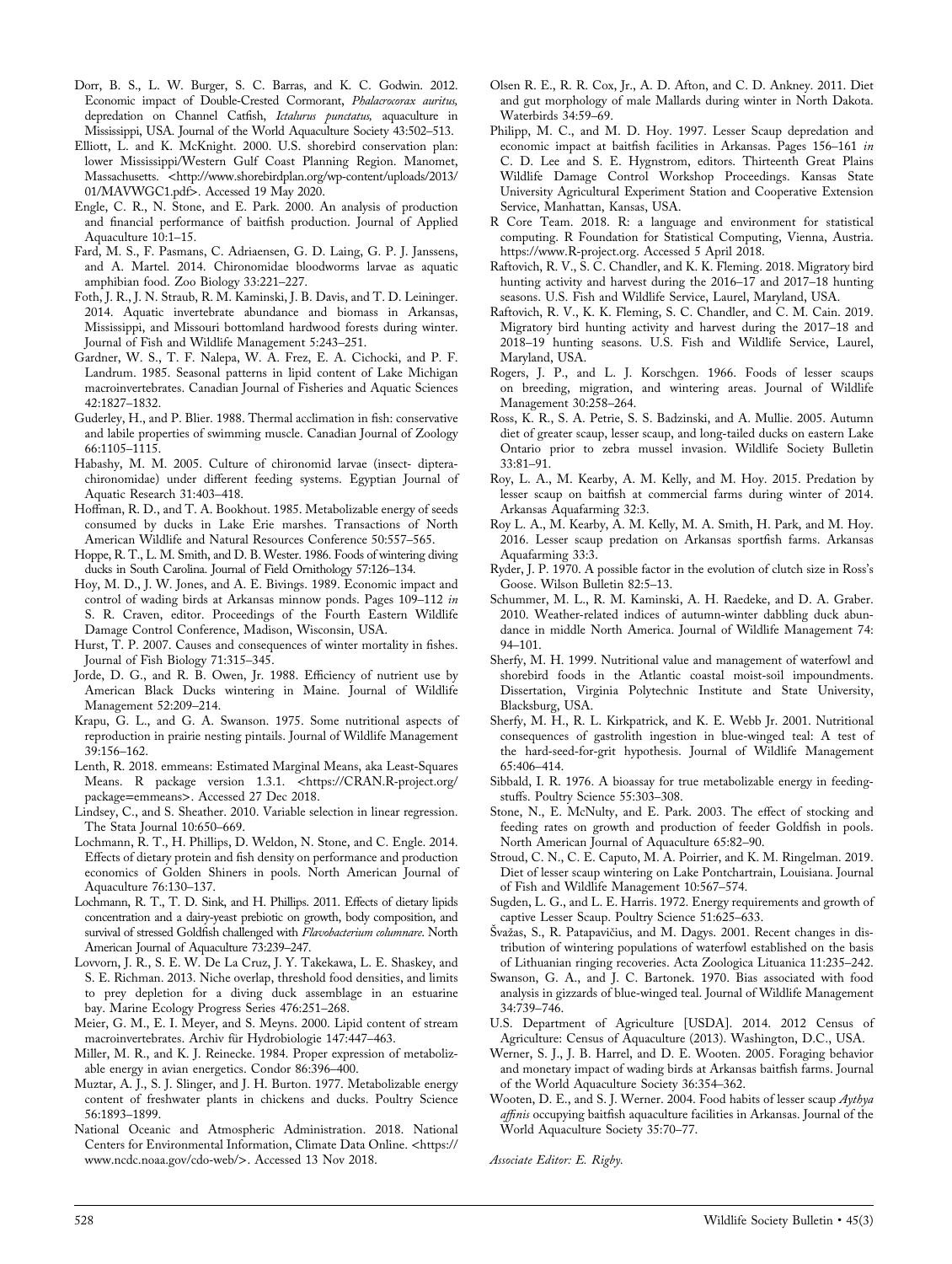Dorr, B. S., L. W. Burger, S. C. Barras, and K. C. Godwin. 2012. Economic impact of Double-Crested Cormorant, *Phalacrocorax auritus,* depredation on Channel Catfish, *Ictalurus punctatus,* aquaculture in Mississippi, USA. Journal of the World Aquaculture Society 43:502–513.

Elliott, L. and K. McKnight. 2000. U.S. shorebird conservation plan: lower Mississippi/Western Gulf Coast Planning Region. Manomet, Massachusetts. <http://www.shorebirdplan.org/wp-content/uploads/2013/01/MAVWGC1.pdf>. Accessed 19 May 2020.

Engle, C. R., N. Stone, and E. Park. 2000. An analysis of production and financial performance of baitfish production. Journal of Applied Aquaculture 10:1–15.

Fard, M. S., F. Pasmans, C. Adriaensen, G. D. Laing, G. P. J. Janssens, and A. Martel. 2014. Chironomidae bloodworms larvae as aquatic amphibian food. Zoo Biology 33:221–227.

Foth, J. R., J. N. Straub, R. M. Kaminski, J. B. Davis, and T. D. Leininger. 2014. Aquatic invertebrate abundance and biomass in Arkansas, Mississippi, and Missouri bottomland hardwood forests during winter. Journal of Fish and Wildlife Management 5:243–251.

Gardner, W. S., T. F. Nalepa, W. A. Frez, E. A. Cichocki, and P. F. Landrum. 1985. Seasonal patterns in lipid content of Lake Michigan macroinvertebrates. Canadian Journal of Fisheries and Aquatic Sciences 42:1827–1832.

Guderley, H., and P. Blier. 1988. Thermal acclimation in fish: conservative and labile properties of swimming muscle. Canadian Journal of Zoology 66:1105–1115.

Habashy, M. M. 2005. Culture of chironomid larvae (insect- diptera-chironomidae) under different feeding systems. Egyptian Journal of Aquatic Research 31:403–418.

Hoffman, R. D., and T. A. Bookhout. 1985. Metabolizable energy of seeds consumed by ducks in Lake Erie marshes. Transactions of North American Wildlife and Natural Resources Conference 50:557–565.

Hoppe, R. T., L. M. Smith, and D. B. Wester. 1986. Foods of wintering diving ducks in South Carolina. Journal of Field Ornithology 57:126–134.

Hoy, M. D., J. W. Jones, and A. E. Bivings. 1989. Economic impact and control of wading birds at Arkansas minnow ponds. Pages 109–112 *in* S. R. Craven, editor. Proceedings of the Fourth Eastern Wildlife Damage Control Conference, Madison, Wisconsin, USA.

Hurst, T. P. 2007. Causes and consequences of winter mortality in fishes. Journal of Fish Biology 71:315–345.

Jorde, D. G., and R. B. Owen, Jr. 1988. Efficiency of nutrient use by American Black Ducks wintering in Maine. Journal of Wildlife Management 52:209–214.

Krapu, G. L., and G. A. Swanson. 1975. Some nutritional aspects of reproduction in prairie nesting pintails. Journal of Wildlife Management 39:156–162.

Lenth, R. 2018. emmeans: Estimated Marginal Means, aka Least-Squares Means. R package version 1.3.1. <https://CRAN.R-project.org/package=emmeans>. Accessed 27 Dec 2018.

Lindsey, C., and S. Sheather. 2010. Variable selection in linear regression. The Stata Journal 10:650–669.

Lochmann, R. T., H. Phillips, D. Weldon, N. Stone, and C. Engle. 2014. Effects of dietary protein and fish density on performance and production economics of Golden Shiners in pools. North American Journal of Aquaculture 76:130–137.

Lochmann, R. T., T. D. Sink, and H. Phillips. 2011. Effects of dietary lipids concentration and a dairy-yeast prebiotic on growth, body composition, and survival of stressed Goldfish challenged with *Flavobacterium columnare*. North American Journal of Aquaculture 73:239–247.

Lovvorn, J. R., S. E. W. De La Cruz, J. Y. Takekawa, L. E. Shaskey, and S. E. Richman. 2013. Niche overlap, threshold food densities, and limits to prey depletion for a diving duck assemblage in an estuarine bay. Marine Ecology Progress Series 476:251–268.

Meier, G. M., E. I. Meyer, and S. Meyns. 2000. Lipid content of stream macroinvertebrates. Archiv für Hydrobiologie 147:447–463.

Miller, M. R., and K. J. Reinecke. 1984. Proper expression of metabolizable energy in avian energetics. Condor 86:396–400.

Muztar, A. J., S. J. Slinger, and J. H. Burton. 1977. Metabolizable energy content of freshwater plants in chickens and ducks. Poultry Science 56:1893–1899.

National Oceanic and Atmospheric Administration. 2018. National Centers for Environmental Information, Climate Data Online. <https://www.ncdc.noaa.gov/cdo-web/>. Accessed 13 Nov 2018.

Olsen R. E., R. R. Cox, Jr., A. D. Afton, and C. D. Ankney. 2011. Diet and gut morphology of male Mallards during winter in North Dakota. Waterbirds 34:59–69.

Philipp, M. C., and M. D. Hoy. 1997. Lesser Scaup depredation and economic impact at baitfish facilities in Arkansas. Pages 156–161 *in* C. D. Lee and S. E. Hygnstrom, editors. Thirteenth Great Plains Wildlife Damage Control Workshop Proceedings. Kansas State University Agricultural Experiment Station and Cooperative Extension Service, Manhattan, Kansas, USA.

R Core Team. 2018. R: a language and environment for statistical computing. R Foundation for Statistical Computing, Vienna, Austria. https://www.R-project.org. Accessed 5 April 2018.

Raftovich, R. V., S. C. Chandler, and K. K. Fleming. 2018. Migratory bird hunting activity and harvest during the 2016–17 and 2017–18 hunting seasons. U.S. Fish and Wildlife Service, Laurel, Maryland, USA.

Raftovich, R. V., K. K. Fleming, S. C. Chandler, and C. M. Cain. 2019. Migratory bird hunting activity and harvest during the 2017–18 and 2018–19 hunting seasons. U.S. Fish and Wildlife Service, Laurel, Maryland, USA.

Rogers, J. P., and L. J. Korschgen. 1966. Foods of lesser scaups on breeding, migration, and wintering areas. Journal of Wildlife Management 30:258–264.

Ross, K. R., S. A. Petrie, S. S. Badzinski, and A. Mullie. 2005. Autumn diet of greater scaup, lesser scaup, and long-tailed ducks on eastern Lake Ontario prior to zebra mussel invasion. Wildlife Society Bulletin 33:81–91.

Roy, L. A., M. Kearby, A. M. Kelly, and M. Hoy. 2015. Predation by lesser scaup on baitfish at commercial farms during winter of 2014. Arkansas Aquafarming 32:3.

Roy L. A., M. Kearby, A. M. Kelly, M. A. Smith, H. Park, and M. Hoy. 2016. Lesser scaup predation on Arkansas sportfish farms. Arkansas Aquafarming 33:3.

Ryder, J. P. 1970. A possible factor in the evolution of clutch size in Ross's Goose. Wilson Bulletin 82:5–13.

Schummer, M. L., R. M. Kaminski, A. H. Raedeke, and D. A. Graber. 2010. Weather-related indices of autumn-winter dabbling duck abundance in middle North America. Journal of Wildlife Management 74: 94–101.

Sherfy, M. H. 1999. Nutritional value and management of waterfowl and shorebird foods in the Atlantic coastal moist-soil impoundments. Dissertation, Virginia Polytechnic Institute and State University, Blacksburg, USA.

Sherfy, M. H., R. L. Kirkpatrick, and K. E. Webb Jr. 2001. Nutritional consequences of gastrolith ingestion in blue-winged teal: A test of the hard-seed-for-grit hypothesis. Journal of Wildlife Management 65:406–414.

Sibbald, I. R. 1976. A bioassay for true metabolizable energy in feedingstuffs. Poultry Science 55:303–308.

Stone, N., E. McNulty, and E. Park. 2003. The effect of stocking and feeding rates on growth and production of feeder Goldfish in pools. North American Journal of Aquaculture 65:82–90.

Stroud, C. N., C. E. Caputo, M. A. Poirrier, and K. M. Ringelman. 2019. Diet of lesser scaup wintering on Lake Pontchartrain, Louisiana. Journal of Fish and Wildlife Management 10:567–574.

Sugden, L. G., and L. E. Harris. 1972. Energy requirements and growth of captive Lesser Scaup. Poultry Science 51:625–633.

Švažas, S., R. Patapavičius, and M. Dagys. 2001. Recent changes in distribution of wintering populations of waterfowl established on the basis of Lithuanian ringing recoveries. Acta Zoologica Lituanica 11:235–242.

Swanson, G. A., and J. C. Bartonek. 1970. Bias associated with food analysis in gizzards of blue-winged teal. Journal of Wildlife Management 34:739–746.

U.S. Department of Agriculture [USDA]. 2014. 2012 Census of Agriculture: Census of Aquaculture (2013). Washington, D.C., USA.

Werner, S. J., J. B. Harrel, and D. E. Wooten. 2005. Foraging behavior and monetary impact of wading birds at Arkansas baitfish farms. Journal of the World Aquaculture Society 36:354–362.

Wooten, D. E., and S. J. Werner. 2004. Food habits of lesser scaup *Aythya affinis* occupying baitfish aquaculture facilities in Arkansas. Journal of the World Aquaculture Society 35:70–77.

*Associate Editor: E. Rigby.*